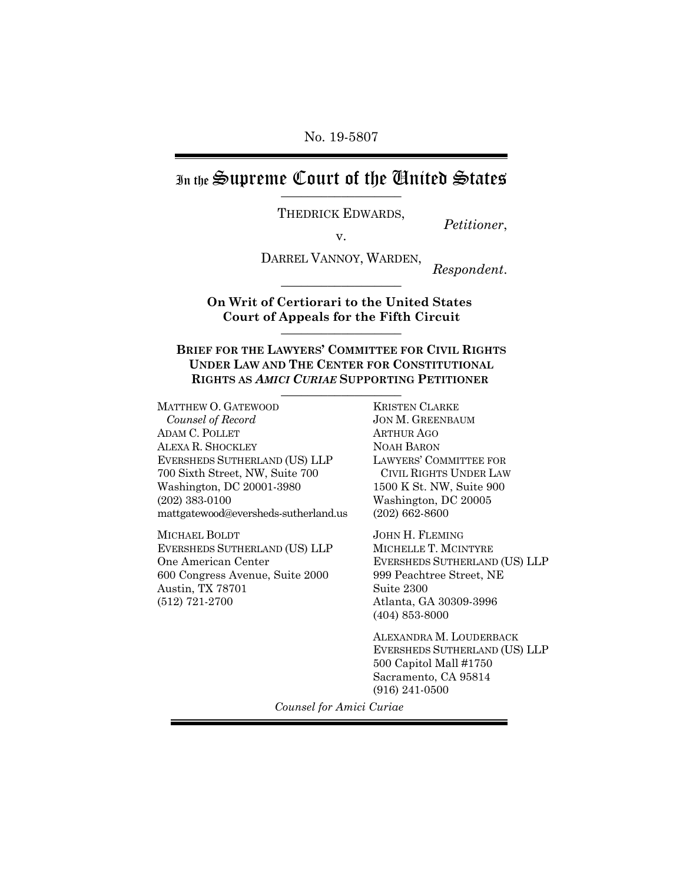No. 19-5807

# In the Supreme Court of the United States

THEDRICK EDWARDS,

*Petitioner*,

v.

DARREL VANNOY, WARDEN,

*Respondent*.

**On Writ of Certiorari to the United States Court of Appeals for the Fifth Circuit**

**BRIEF FOR THE LAWYERS' COMMITTEE FOR CIVIL RIGHTS UNDER LAW AND THE CENTER FOR CONSTITUTIONAL RIGHTS AS *AMICI CURIAE* SUPPORTING PETITIONER**

MATTHEW O. GATEWOOD
*Counsel of Record*
ADAM C. POLLET
ALEXA R. SHOCKLEY
EVERSHEDS SUTHERLAND (US) LLP
700 Sixth Street, NW, Suite 700
Washington, DC 20001-3980
(202) 383-0100
mattgatewood@eversheds-sutherland.us

MICHAEL BOLDT
EVERSHEDS SUTHERLAND (US) LLP
One American Center
600 Congress Avenue, Suite 2000
Austin, TX 78701
(512) 721-2700

KRISTEN CLARKE
JON M. GREENBAUM
ARTHUR AGO
NOAH BARON
LAWYERS' COMMITTEE FOR CIVIL RIGHTS UNDER LAW
1500 K St. NW, Suite 900
Washington, DC 20005
(202) 662-8600

JOHN H. FLEMING
MICHELLE T. MCINTYRE
EVERSHEDS SUTHERLAND (US) LLP
999 Peachtree Street, NE
Suite 2300
Atlanta, GA 30309-3996
(404) 853-8000

ALEXANDRA M. LOUDERBACK
EVERSHEDS SUTHERLAND (US) LLP
500 Capitol Mall #1750
Sacramento, CA 95814
(916) 241-0500

*Counsel for Amici Curiae*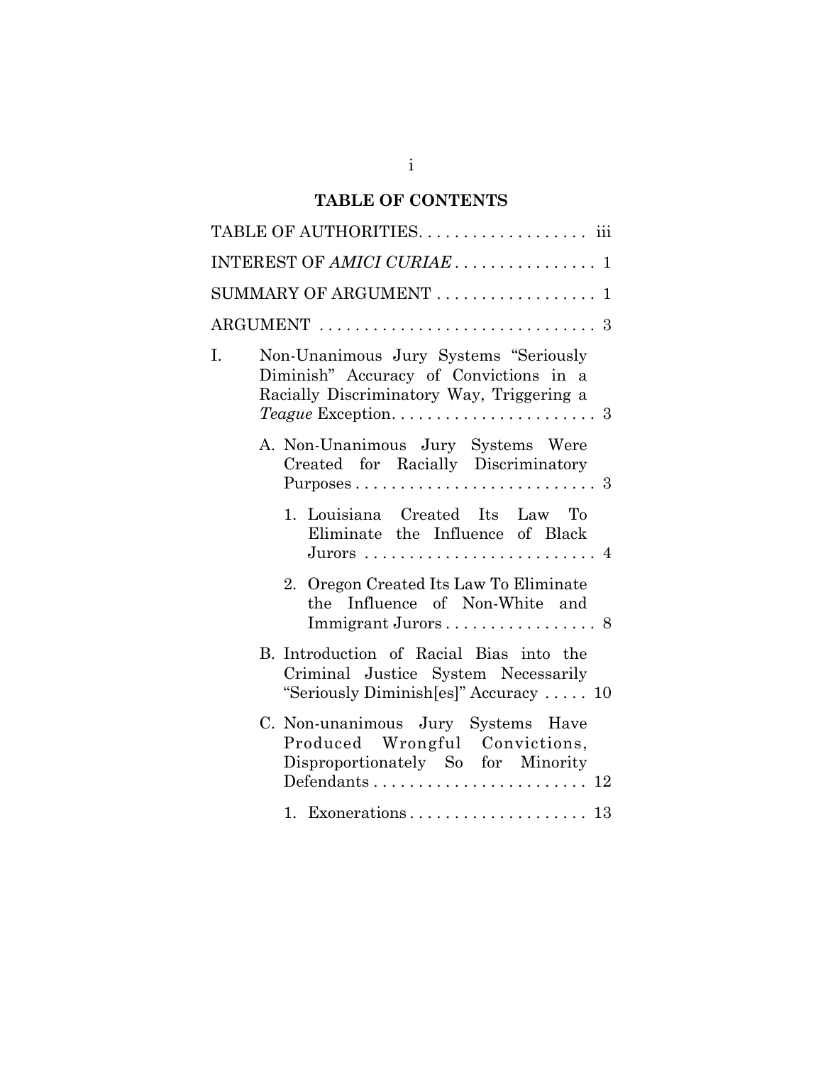# TABLE OF CONTENTS

TABLE OF AUTHORITIES. . . . . . . . . . . . . . . . . . . iii

INTEREST OF *AMICI CURIAE* . . . . . . . . . . . . . . . . 1

SUMMARY OF ARGUMENT . . . . . . . . . . . . . . . . . . 1

ARGUMENT . . . . . . . . . . . . . . . . . . . . . . . . . . . . . . 3

I. Non-Unanimous Jury Systems "Seriously Diminish" Accuracy of Convictions in a Racially Discriminatory Way, Triggering a *Teague* Exception. . . . . . . . . . . . . . . . . . . . . . . 3

   A. Non-Unanimous Jury Systems Were Created for Racially Discriminatory Purposes . . . . . . . . . . . . . . . . . . . . . . . . . . . 3

      1. Louisiana Created Its Law To Eliminate the Influence of Black Jurors . . . . . . . . . . . . . . . . . . . . . . . . . . 4

      2. Oregon Created Its Law To Eliminate the Influence of Non-White and Immigrant Jurors . . . . . . . . . . . . . . . . . 8

   B. Introduction of Racial Bias into the Criminal Justice System Necessarily "Seriously Diminish[es]" Accuracy . . . . . 10

   C. Non-unanimous Jury Systems Have Produced Wrongful Convictions, Disproportionately So for Minority Defendants . . . . . . . . . . . . . . . . . . . . . . . . 12

      1. Exonerations . . . . . . . . . . . . . . . . . . . . 13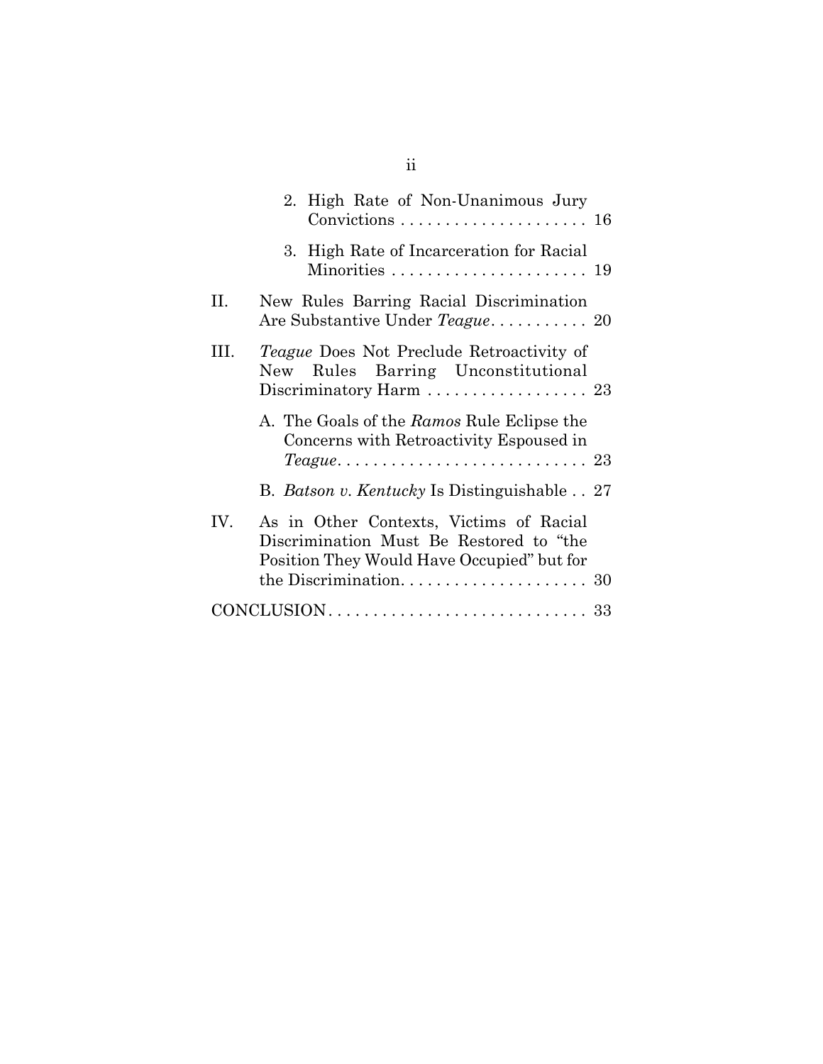2. High Rate of Non-Unanimous Jury Convictions . . . . . . . . . . . . . . . . . . . . . 16

3. High Rate of Incarceration for Racial Minorities . . . . . . . . . . . . . . . . . . . . . . 19

II. New Rules Barring Racial Discrimination Are Substantive Under *Teague*. . . . . . . . . . . 20

III. *Teague* Does Not Preclude Retroactivity of New Rules Barring Unconstitutional Discriminatory Harm . . . . . . . . . . . . . . . . . . 23

A. The Goals of the *Ramos* Rule Eclipse the Concerns with Retroactivity Espoused in *Teague*. . . . . . . . . . . . . . . . . . . . . . . . . . . . 23

B. *Batson v. Kentucky* Is Distinguishable . . 27

IV. As in Other Contexts, Victims of Racial Discrimination Must Be Restored to "the Position They Would Have Occupied" but for the Discrimination. . . . . . . . . . . . . . . . . . . . . 30

CONCLUSION . . . . . . . . . . . . . . . . . . . . . . . . . . . . . 33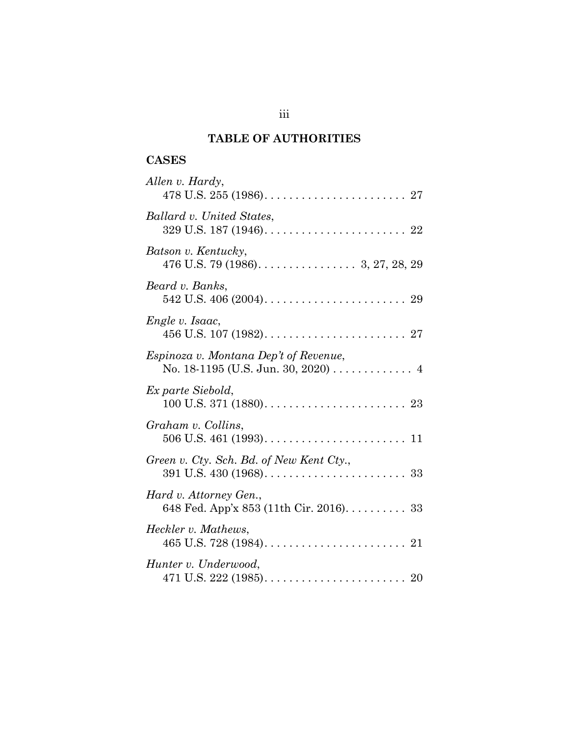## TABLE OF AUTHORITIES

### CASES

*Allen v. Hardy*,
478 U.S. 255 (1986). . . . . . . . . . . . . . . . . . . . . . . 27

*Ballard v. United States*,
329 U.S. 187 (1946). . . . . . . . . . . . . . . . . . . . . . . 22

*Batson v. Kentucky*,
476 U.S. 79 (1986). . . . . . . . . . . . . . . . 3, 27, 28, 29

*Beard v. Banks*,
542 U.S. 406 (2004). . . . . . . . . . . . . . . . . . . . . . . 29

*Engle v. Isaac*,
456 U.S. 107 (1982). . . . . . . . . . . . . . . . . . . . . . . 27

*Espinoza v. Montana Dep't of Revenue*,
No. 18-1195 (U.S. Jun. 30, 2020) . . . . . . . . . . . . . 4

*Ex parte Siebold*,
100 U.S. 371 (1880). . . . . . . . . . . . . . . . . . . . . . . 23

*Graham v. Collins*,
506 U.S. 461 (1993). . . . . . . . . . . . . . . . . . . . . . . 11

*Green v. Cty. Sch. Bd. of New Kent Cty.*,
391 U.S. 430 (1968). . . . . . . . . . . . . . . . . . . . . . . 33

*Hard v. Attorney Gen.*,
648 Fed. App'x 853 (11th Cir. 2016). . . . . . . . . . 33

*Heckler v. Mathews*,
465 U.S. 728 (1984). . . . . . . . . . . . . . . . . . . . . . . 21

*Hunter v. Underwood*,
471 U.S. 222 (1985). . . . . . . . . . . . . . . . . . . . . . . 20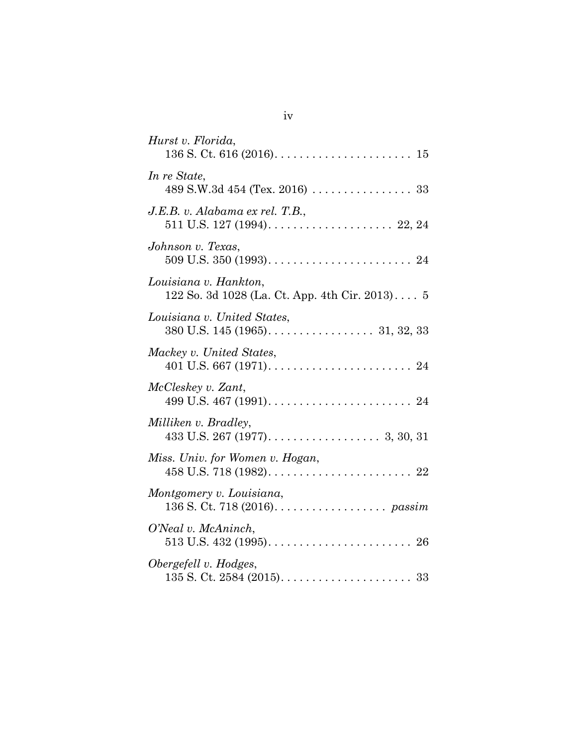*Hurst v. Florida*,
136 S. Ct. 616 (2016). . . . . . . . . . . . . . . . . . . . . . 15

*In re State*,
489 S.W.3d 454 (Tex. 2016) . . . . . . . . . . . . . . . . 33

*J.E.B. v. Alabama ex rel. T.B.*,
511 U.S. 127 (1994). . . . . . . . . . . . . . . . . . . . 22, 24

*Johnson v. Texas*,
509 U.S. 350 (1993). . . . . . . . . . . . . . . . . . . . . . . 24

*Louisiana v. Hankton*,
122 So. 3d 1028 (La. Ct. App. 4th Cir. 2013). . . . 5

*Louisiana v. United States*,
380 U.S. 145 (1965). . . . . . . . . . . . . . . . . 31, 32, 33

*Mackey v. United States*,
401 U.S. 667 (1971). . . . . . . . . . . . . . . . . . . . . . . 24

*McCleskey v. Zant*,
499 U.S. 467 (1991). . . . . . . . . . . . . . . . . . . . . . . 24

*Milliken v. Bradley*,
433 U.S. 267 (1977). . . . . . . . . . . . . . . . . . 3, 30, 31

*Miss. Univ. for Women v. Hogan*,
458 U.S. 718 (1982). . . . . . . . . . . . . . . . . . . . . . . 22

*Montgomery v. Louisiana*,
136 S. Ct. 718 (2016). . . . . . . . . . . . . . . . . . *passim*

*O'Neal v. McAninch*,
513 U.S. 432 (1995). . . . . . . . . . . . . . . . . . . . . . . 26

*Obergefell v. Hodges*,
135 S. Ct. 2584 (2015). . . . . . . . . . . . . . . . . . . . . 33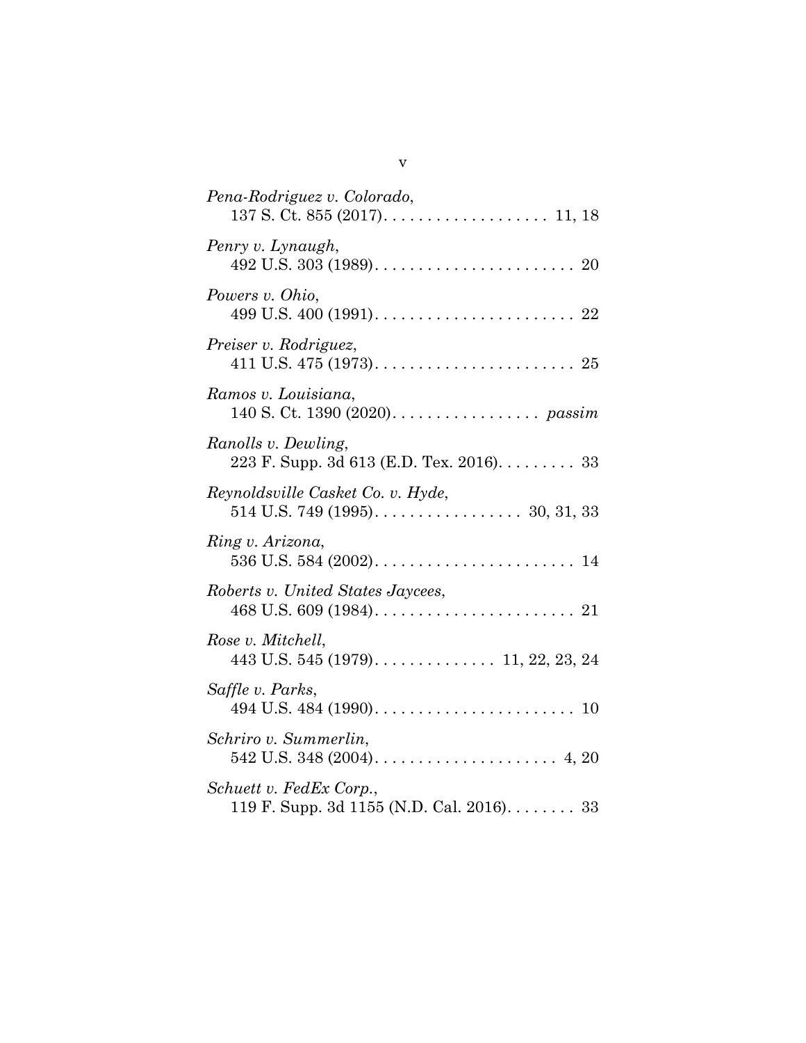*Pena-Rodriguez v. Colorado*,
137 S. Ct. 855 (2017). . . . . . . . . . . . . . . . . . . 11, 18

*Penry v. Lynaugh*,
492 U.S. 303 (1989). . . . . . . . . . . . . . . . . . . . . . . 20

*Powers v. Ohio*,
499 U.S. 400 (1991). . . . . . . . . . . . . . . . . . . . . . . 22

*Preiser v. Rodriguez*,
411 U.S. 475 (1973). . . . . . . . . . . . . . . . . . . . . . . 25

*Ramos v. Louisiana*,
140 S. Ct. 1390 (2020). . . . . . . . . . . . . . . . . *passim*

*Ranolls v. Dewling*,
223 F. Supp. 3d 613 (E.D. Tex. 2016). . . . . . . . . 33

*Reynoldsville Casket Co. v. Hyde*,
514 U.S. 749 (1995). . . . . . . . . . . . . . . . . 30, 31, 33

*Ring v. Arizona*,
536 U.S. 584 (2002). . . . . . . . . . . . . . . . . . . . . . . 14

*Roberts v. United States Jaycees*,
468 U.S. 609 (1984). . . . . . . . . . . . . . . . . . . . . . . 21

*Rose v. Mitchell*,
443 U.S. 545 (1979). . . . . . . . . . . . . . 11, 22, 23, 24

*Saffle v. Parks*,
494 U.S. 484 (1990). . . . . . . . . . . . . . . . . . . . . . . 10

*Schriro v. Summerlin*,
542 U.S. 348 (2004). . . . . . . . . . . . . . . . . . . . . 4, 20

*Schuett v. FedEx Corp.*,
119 F. Supp. 3d 1155 (N.D. Cal. 2016). . . . . . . . 33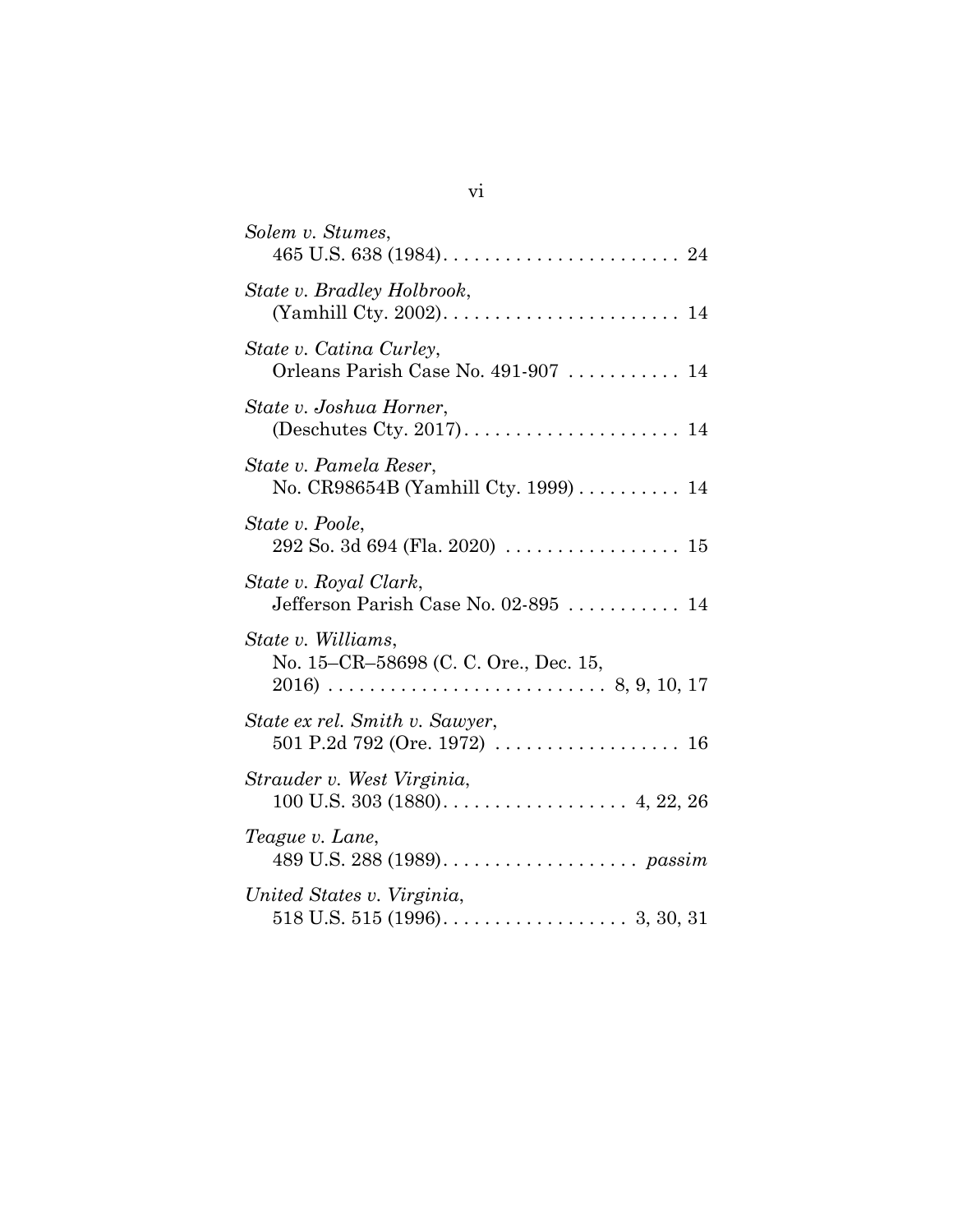*Solem v. Stumes*,
465 U.S. 638 (1984). . . . . . . . . . . . . . . . . . . . . . . 24

*State v. Bradley Holbrook*,
(Yamhill Cty. 2002). . . . . . . . . . . . . . . . . . . . . . . 14

*State v. Catina Curley*,
Orleans Parish Case No. 491-907 . . . . . . . . . . . 14

*State v. Joshua Horner*,
(Deschutes Cty. 2017). . . . . . . . . . . . . . . . . . . . . 14

*State v. Pamela Reser*,
No. CR98654B (Yamhill Cty. 1999) . . . . . . . . . . 14

*State v. Poole*,
292 So. 3d 694 (Fla. 2020) . . . . . . . . . . . . . . . . . 15

*State v. Royal Clark*,
Jefferson Parish Case No. 02-895 . . . . . . . . . . . 14

*State v. Williams*,
No. 15–CR–58698 (C. C. Ore., Dec. 15,
2016) . . . . . . . . . . . . . . . . . . . . . . . . . . . 8, 9, 10, 17

*State ex rel. Smith v. Sawyer*,
501 P.2d 792 (Ore. 1972) . . . . . . . . . . . . . . . . . . 16

*Strauder v. West Virginia*,
100 U.S. 303 (1880). . . . . . . . . . . . . . . . . . 4, 22, 26

*Teague v. Lane*,
489 U.S. 288 (1989). . . . . . . . . . . . . . . . . . . *passim*

*United States v. Virginia*,
518 U.S. 515 (1996). . . . . . . . . . . . . . . . . . 3, 30, 31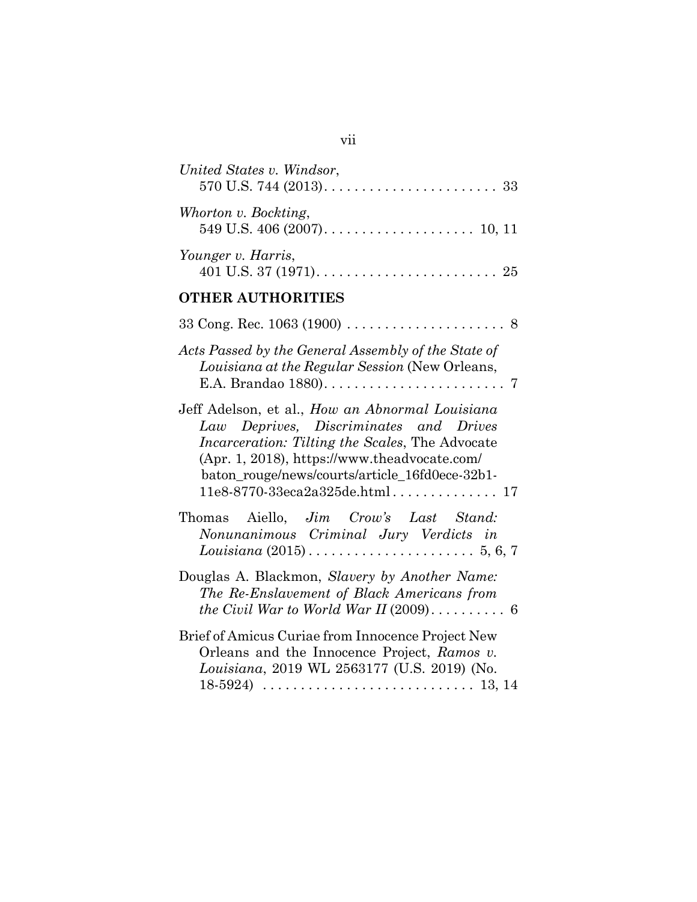*United States v. Windsor*,
570 U.S. 744 (2013). . . . . . . . . . . . . . . . . . . . . . . 33

*Whorton v. Bockting*,
549 U.S. 406 (2007). . . . . . . . . . . . . . . . . . . . 10, 11

*Younger v. Harris*,
401 U.S. 37 (1971). . . . . . . . . . . . . . . . . . . . . . . . 25

## OTHER AUTHORITIES

33 Cong. Rec. 1063 (1900) . . . . . . . . . . . . . . . . . . . . . 8

*Acts Passed by the General Assembly of the State of Louisiana at the Regular Session* (New Orleans, E.A. Brandao 1880). . . . . . . . . . . . . . . . . . . . . . . . . 7

Jeff Adelson, et al., *How an Abnormal Louisiana Law Deprives, Discriminates and Drives Incarceration: Tilting the Scales*, The Advocate (Apr. 1, 2018), https://www.theadvocate.com/baton_rouge/news/courts/article_16fd0ece-32b1-11e8-8770-33eca2a325de.html . . . . . . . . . . . . . . 17

Thomas Aiello, *Jim Crow's Last Stand: Nonunanimous Criminal Jury Verdicts in Louisiana* (2015) . . . . . . . . . . . . . . . . . . . . . . 5, 6, 7

Douglas A. Blackmon, *Slavery by Another Name: The Re-Enslavement of Black Americans from the Civil War to World War II* (2009). . . . . . . . . . 6

Brief of Amicus Curiae from Innocence Project New Orleans and the Innocence Project, *Ramos v. Louisiana*, 2019 WL 2563177 (U.S. 2019) (No. 18-5924) . . . . . . . . . . . . . . . . . . . . . . . . . . . . 13, 14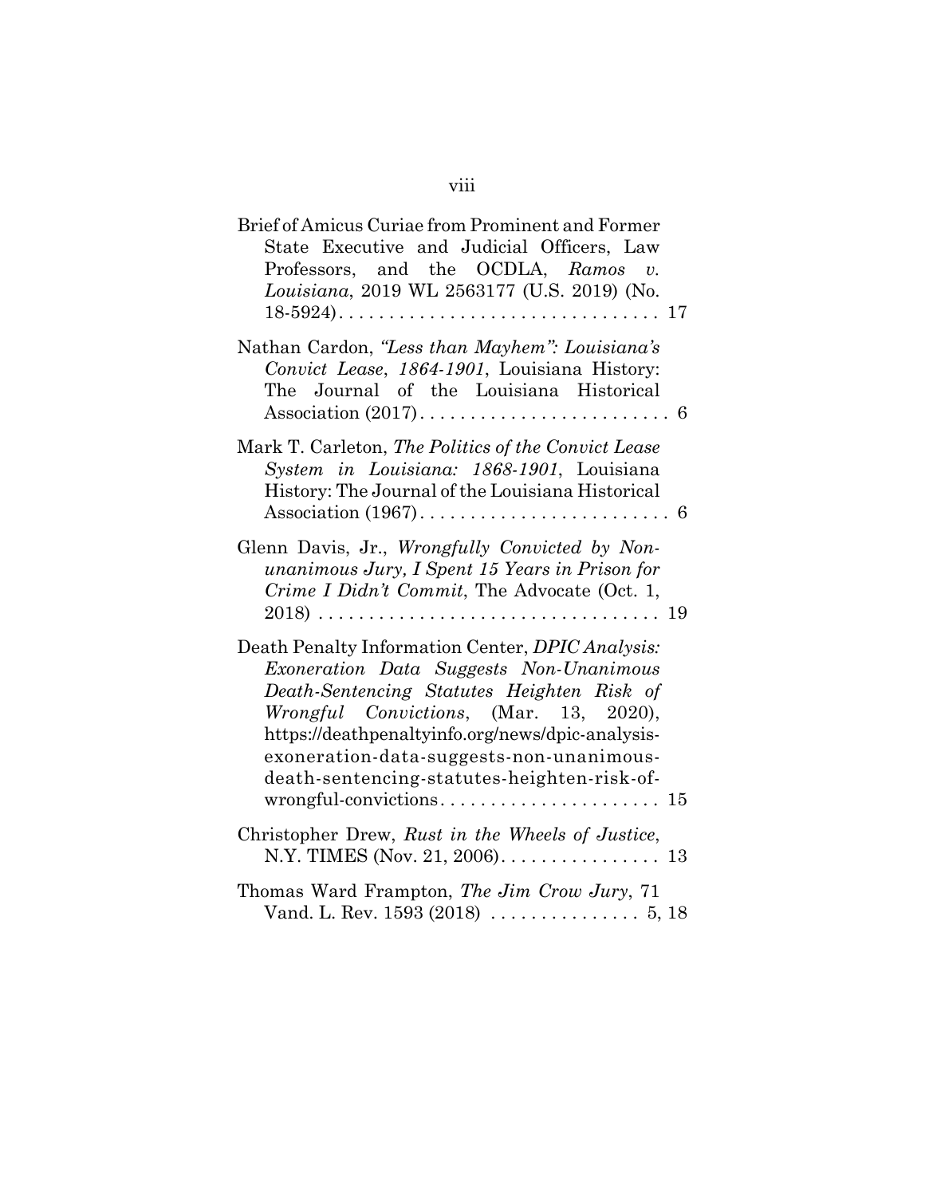Brief of Amicus Curiae from Prominent and Former State Executive and Judicial Officers, Law Professors, and the OCDLA, *Ramos v. Louisiana*, 2019 WL 2563177 (U.S. 2019) (No. 18-5924). . . . . . . . . . . . . . . . . . . . . . . . . . . . . . . . 17

Nathan Cardon, *"Less than Mayhem": Louisiana's Convict Lease, 1864-1901*, Louisiana History: The Journal of the Louisiana Historical Association (2017). . . . . . . . . . . . . . . . . . . . . . . . . 6

Mark T. Carleton, *The Politics of the Convict Lease System in Louisiana: 1868-1901*, Louisiana History: The Journal of the Louisiana Historical Association (1967). . . . . . . . . . . . . . . . . . . . . . . . . 6

Glenn Davis, Jr., *Wrongfully Convicted by Non-unanimous Jury, I Spent 15 Years in Prison for Crime I Didn't Commit*, The Advocate (Oct. 1, 2018) . . . . . . . . . . . . . . . . . . . . . . . . . . . . . . . . . 19

Death Penalty Information Center, *DPIC Analysis: Exoneration Data Suggests Non-Unanimous Death-Sentencing Statutes Heighten Risk of Wrongful Convictions*, (Mar. 13, 2020), https://deathpenaltyinfo.org/news/dpic-analysis-exoneration-data-suggests-non-unanimous-death-sentencing-statutes-heighten-risk-of-wrongful-convictions. . . . . . . . . . . . . . . . . . . . . . 15

Christopher Drew, *Rust in the Wheels of Justice*, N.Y. TIMES (Nov. 21, 2006). . . . . . . . . . . . . . . . 13

Thomas Ward Frampton, *The Jim Crow Jury*, 71 Vand. L. Rev. 1593 (2018) . . . . . . . . . . . . . . . 5, 18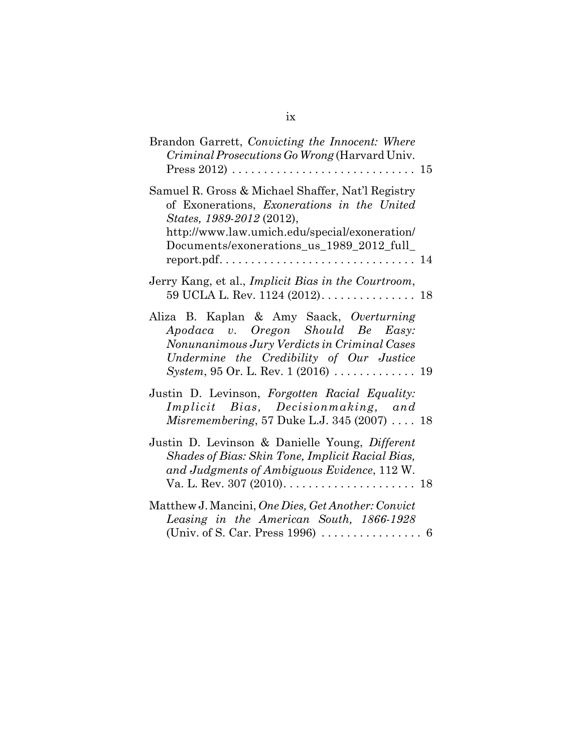Brandon Garrett, *Convicting the Innocent: Where Criminal Prosecutions Go Wrong* (Harvard Univ. Press 2012) . . . . . . . . . . . . . . . . . . . . . . . . . . . . 15

Samuel R. Gross & Michael Shaffer, Nat'l Registry of Exonerations, *Exonerations in the United States, 1989-2012* (2012), http://www.law.umich.edu/special/exoneration/Documents/exonerations_us_1989_2012_full_report.pdf. . . . . . . . . . . . . . . . . . . . . . . . . . . . . 14

Jerry Kang, et al., *Implicit Bias in the Courtroom*, 59 UCLA L. Rev. 1124 (2012). . . . . . . . . . . . . . . 18

Aliza B. Kaplan & Amy Saack, *Overturning Apodaca v. Oregon Should Be Easy: Nonunanimous Jury Verdicts in Criminal Cases Undermine the Credibility of Our Justice System*, 95 Or. L. Rev. 1 (2016) . . . . . . . . . . . . . 19

Justin D. Levinson, *Forgotten Racial Equality: Implicit Bias, Decisionmaking, and Misremembering*, 57 Duke L.J. 345 (2007) . . . . 18

Justin D. Levinson & Danielle Young, *Different Shades of Bias: Skin Tone, Implicit Racial Bias, and Judgments of Ambiguous Evidence*, 112 W. Va. L. Rev. 307 (2010). . . . . . . . . . . . . . . . . . . . . 18

Matthew J. Mancini, *One Dies, Get Another: Convict Leasing in the American South, 1866-1928* (Univ. of S. Car. Press 1996) . . . . . . . . . . . . . . . . 6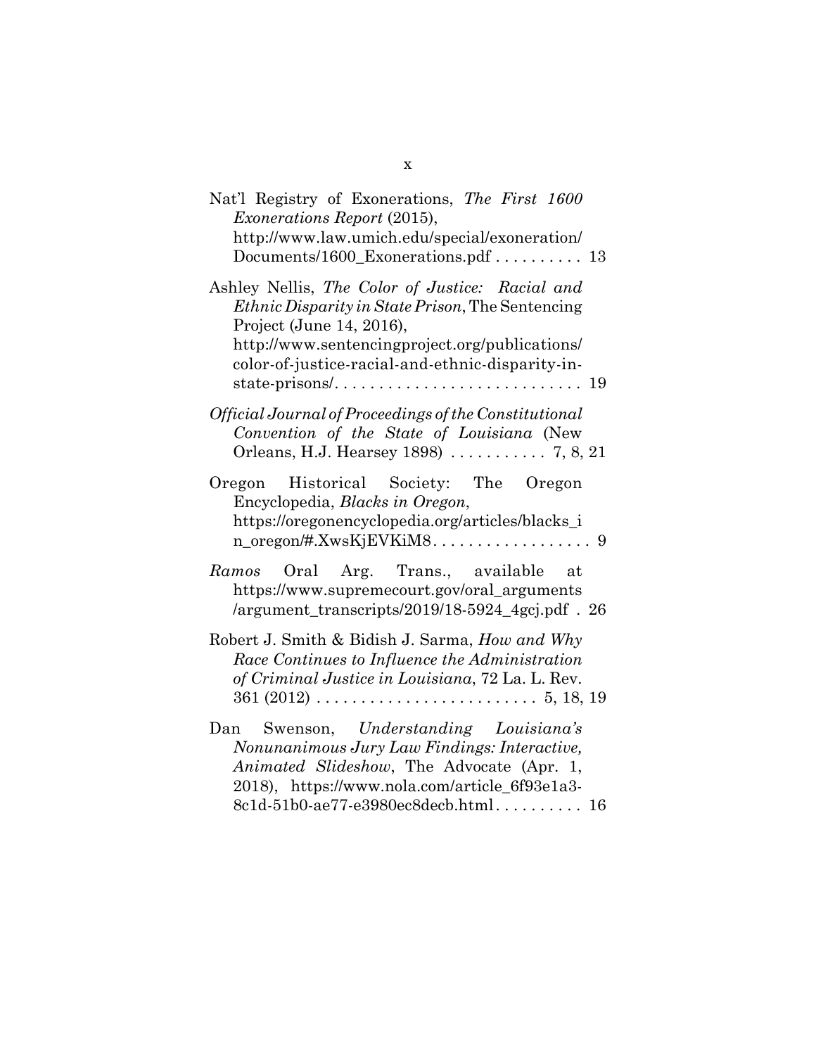Nat'l Registry of Exonerations, *The First 1600 Exonerations Report* (2015), http://www.law.umich.edu/special/exoneration/Documents/1600_Exonerations.pdf . . . . . . . . . . 13

Ashley Nellis, *The Color of Justice: Racial and Ethnic Disparity in State Prison*, The Sentencing Project (June 14, 2016), http://www.sentencingproject.org/publications/color-of-justice-racial-and-ethnic-disparity-in-state-prisons/. . . . . . . . . . . . . . . . . . . . . . . . . . . . 19

*Official Journal of Proceedings of the Constitutional Convention of the State of Louisiana* (New Orleans, H.J. Hearsey 1898) . . . . . . . . . . . 7, 8, 21

Oregon Historical Society: The Oregon Encyclopedia, *Blacks in Oregon*, https://oregonencyclopedia.org/articles/blacks_in_oregon/#.XwsKjEVKiM8. . . . . . . . . . . . . . . . . . 9

*Ramos* Oral Arg. Trans., available at https://www.supremecourt.gov/oral_arguments/argument_transcripts/2019/18-5924_4gcj.pdf . 26

Robert J. Smith & Bidish J. Sarma, *How and Why Race Continues to Influence the Administration of Criminal Justice in Louisiana*, 72 La. L. Rev. 361 (2012) . . . . . . . . . . . . . . . . . . . . . . . . . 5, 18, 19

Dan Swenson, *Understanding Louisiana's Nonunanimous Jury Law Findings: Interactive, Animated Slideshow*, The Advocate (Apr. 1, 2018), https://www.nola.com/article_6f93e1a3-8c1d-51b0-ae77-e3980ec8decb.html. . . . . . . . . . 16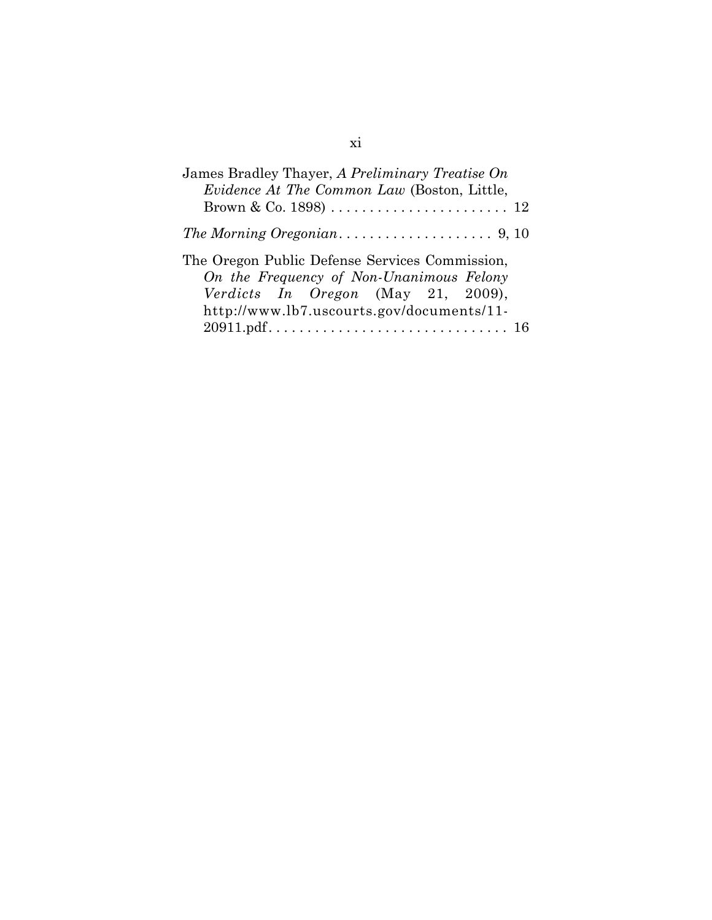James Bradley Thayer, *A Preliminary Treatise On Evidence At The Common Law* (Boston, Little, Brown & Co. 1898) . . . . . . . . . . . . . . . . . . . . . . . 12

*The Morning Oregonian*. . . . . . . . . . . . . . . . . . . . 9, 10

The Oregon Public Defense Services Commission, *On the Frequency of Non-Unanimous Felony Verdicts In Oregon* (May 21, 2009), http://www.lb7.uscourts.gov/documents/11-20911.pdf. . . . . . . . . . . . . . . . . . . . . . . . . . . . . . 16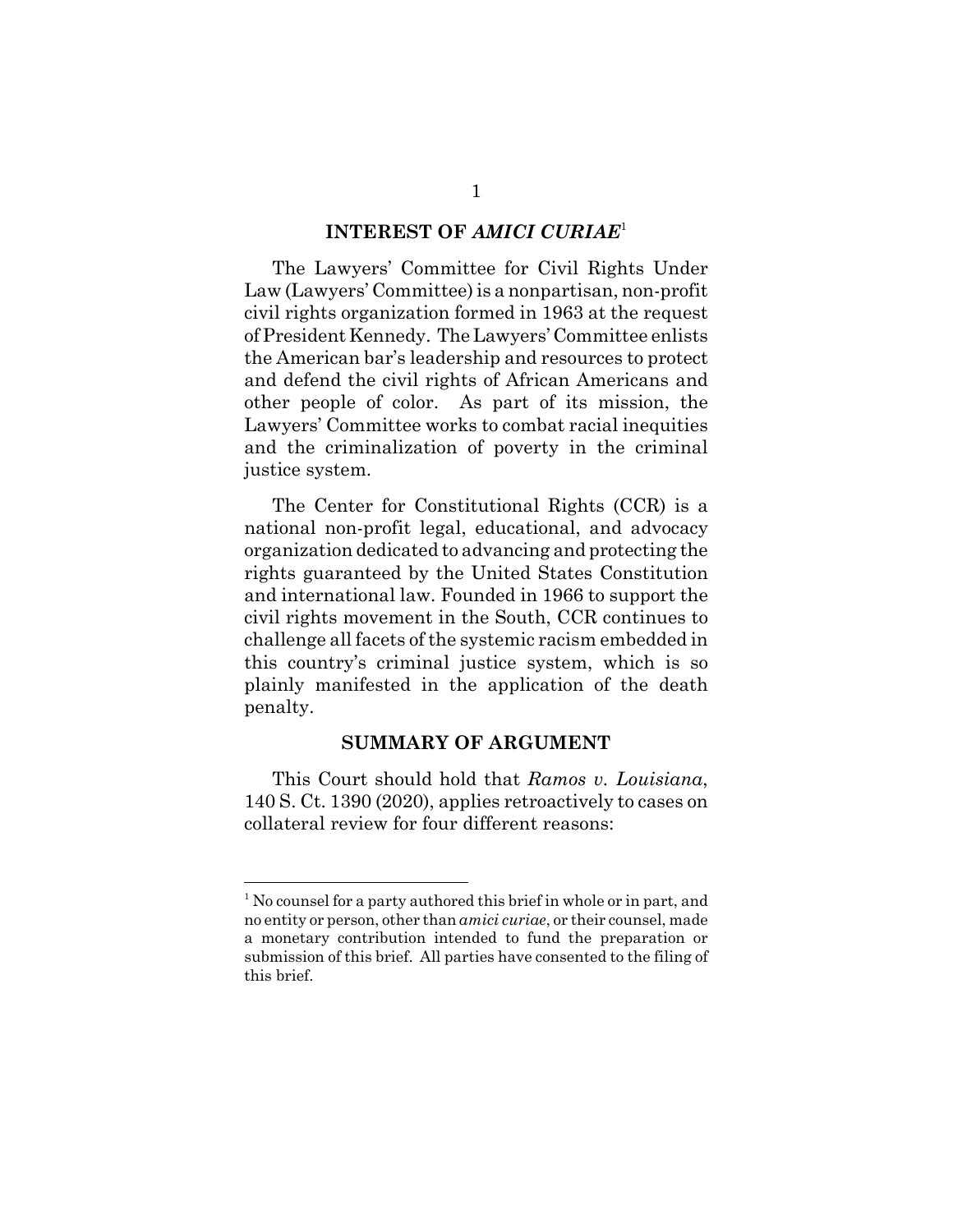## INTEREST OF *AMICI CURIAE*[1]

The Lawyers' Committee for Civil Rights Under Law (Lawyers' Committee) is a nonpartisan, non-profit civil rights organization formed in 1963 at the request of President Kennedy. The Lawyers' Committee enlists the American bar's leadership and resources to protect and defend the civil rights of African Americans and other people of color. As part of its mission, the Lawyers' Committee works to combat racial inequities and the criminalization of poverty in the criminal justice system.

The Center for Constitutional Rights (CCR) is a national non-profit legal, educational, and advocacy organization dedicated to advancing and protecting the rights guaranteed by the United States Constitution and international law. Founded in 1966 to support the civil rights movement in the South, CCR continues to challenge all facets of the systemic racism embedded in this country's criminal justice system, which is so plainly manifested in the application of the death penalty.

## SUMMARY OF ARGUMENT

This Court should hold that *Ramos v. Louisiana*, 140 S. Ct. 1390 (2020), applies retroactively to cases on collateral review for four different reasons:

---

[1] No counsel for a party authored this brief in whole or in part, and no entity or person, other than *amici curiae*, or their counsel, made a monetary contribution intended to fund the preparation or submission of this brief. All parties have consented to the filing of this brief.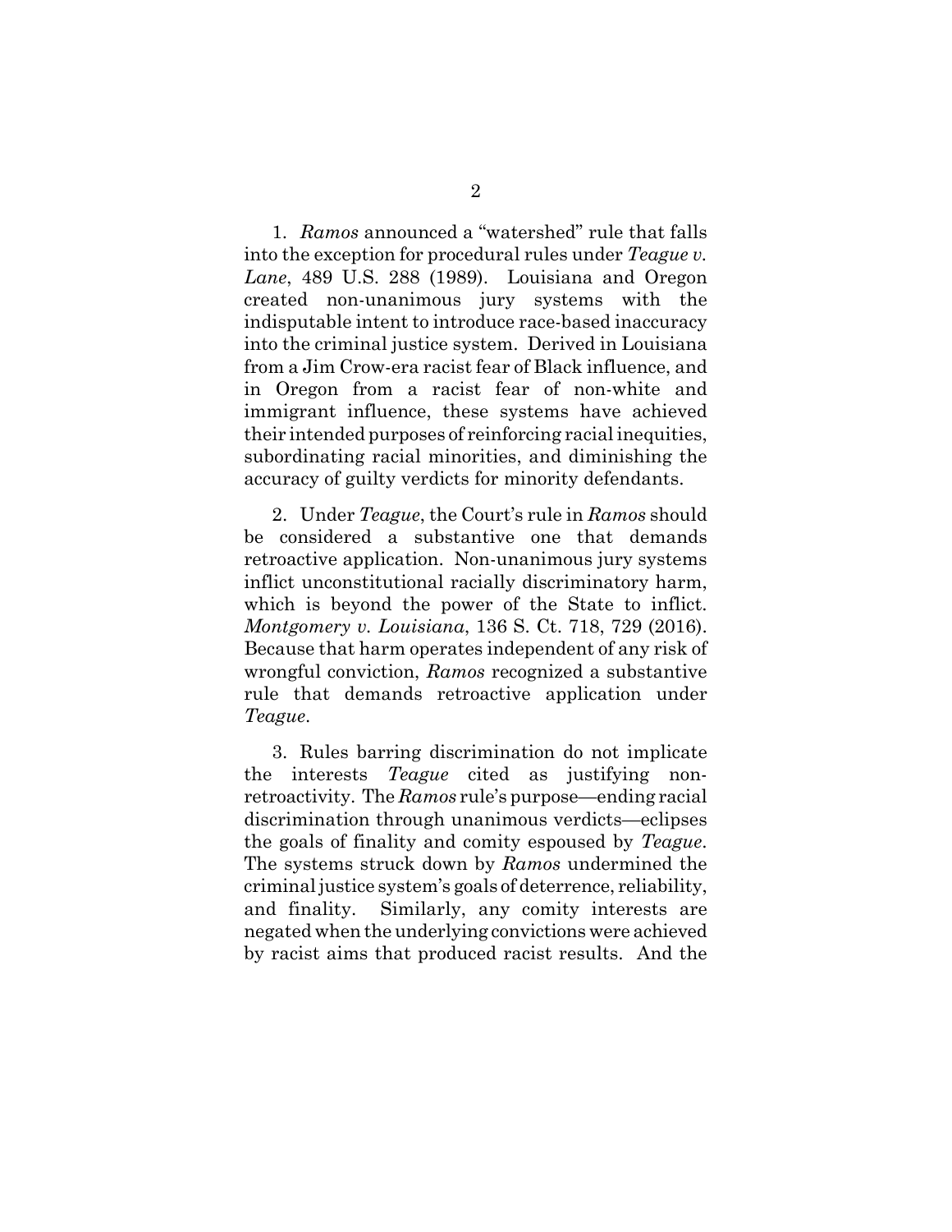1. *Ramos* announced a "watershed" rule that falls into the exception for procedural rules under *Teague v. Lane*, 489 U.S. 288 (1989). Louisiana and Oregon created non-unanimous jury systems with the indisputable intent to introduce race-based inaccuracy into the criminal justice system. Derived in Louisiana from a Jim Crow-era racist fear of Black influence, and in Oregon from a racist fear of non-white and immigrant influence, these systems have achieved their intended purposes of reinforcing racial inequities, subordinating racial minorities, and diminishing the accuracy of guilty verdicts for minority defendants.

2. Under *Teague*, the Court's rule in *Ramos* should be considered a substantive one that demands retroactive application. Non-unanimous jury systems inflict unconstitutional racially discriminatory harm, which is beyond the power of the State to inflict. *Montgomery v. Louisiana*, 136 S. Ct. 718, 729 (2016). Because that harm operates independent of any risk of wrongful conviction, *Ramos* recognized a substantive rule that demands retroactive application under *Teague*.

3. Rules barring discrimination do not implicate the interests *Teague* cited as justifying non-retroactivity. The *Ramos* rule's purpose—ending racial discrimination through unanimous verdicts—eclipses the goals of finality and comity espoused by *Teague*. The systems struck down by *Ramos* undermined the criminal justice system's goals of deterrence, reliability, and finality. Similarly, any comity interests are negated when the underlying convictions were achieved by racist aims that produced racist results. And the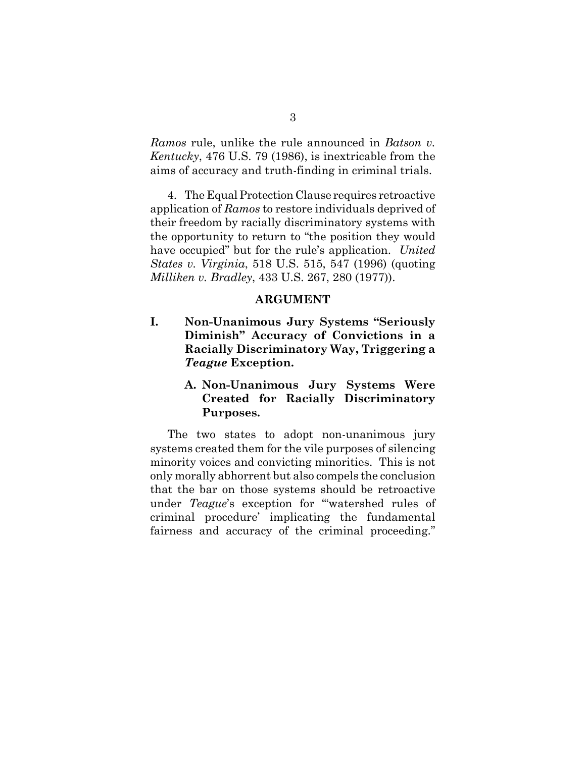*Ramos* rule, unlike the rule announced in *Batson v. Kentucky*, 476 U.S. 79 (1986), is inextricable from the aims of accuracy and truth-finding in criminal trials.

4. The Equal Protection Clause requires retroactive application of *Ramos* to restore individuals deprived of their freedom by racially discriminatory systems with the opportunity to return to "the position they would have occupied" but for the rule's application. *United States v. Virginia*, 518 U.S. 515, 547 (1996) (quoting *Milliken v. Bradley*, 433 U.S. 267, 280 (1977)).

## ARGUMENT

### I. Non-Unanimous Jury Systems "Seriously Diminish" Accuracy of Convictions in a Racially Discriminatory Way, Triggering a *Teague* Exception.

#### A. Non-Unanimous Jury Systems Were Created for Racially Discriminatory Purposes.

The two states to adopt non-unanimous jury systems created them for the vile purposes of silencing minority voices and convicting minorities. This is not only morally abhorrent but also compels the conclusion that the bar on those systems should be retroactive under *Teague*'s exception for "'watershed rules of criminal procedure' implicating the fundamental fairness and accuracy of the criminal proceeding."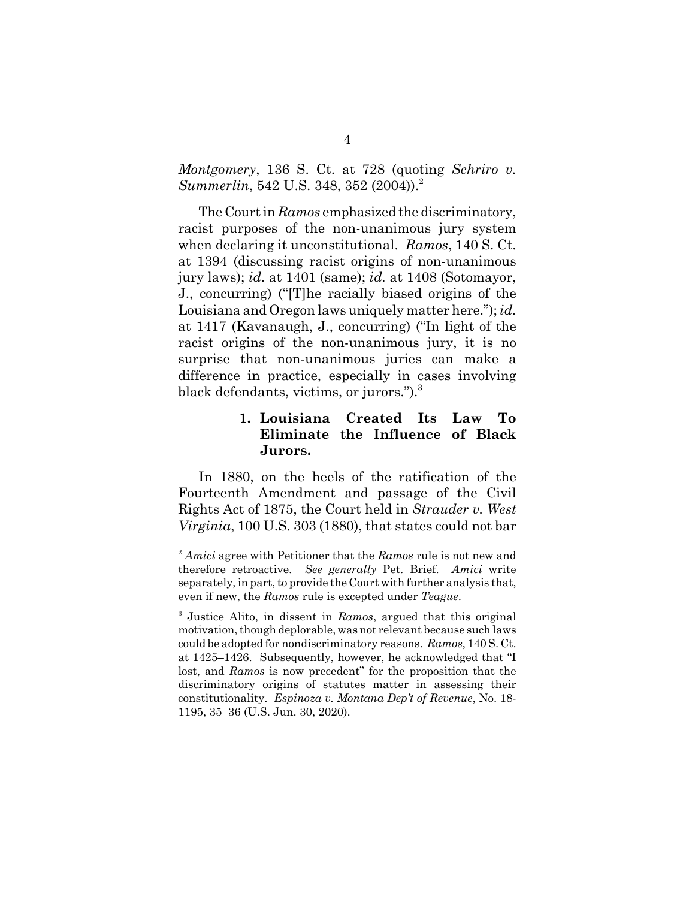*Montgomery*, 136 S. Ct. at 728 (quoting *Schriro v. Summerlin*, 542 U.S. 348, 352 (2004)).[2]

The Court in *Ramos* emphasized the discriminatory, racist purposes of the non-unanimous jury system when declaring it unconstitutional. *Ramos*, 140 S. Ct. at 1394 (discussing racist origins of non-unanimous jury laws); *id.* at 1401 (same); *id.* at 1408 (Sotomayor, J., concurring) ("[T]he racially biased origins of the Louisiana and Oregon laws uniquely matter here."); *id.* at 1417 (Kavanaugh, J., concurring) ("In light of the racist origins of the non-unanimous jury, it is no surprise that non-unanimous juries can make a difference in practice, especially in cases involving black defendants, victims, or jurors.").[3]

#### 1. Louisiana Created Its Law To Eliminate the Influence of Black Jurors.

In 1880, on the heels of the ratification of the Fourteenth Amendment and passage of the Civil Rights Act of 1875, the Court held in *Strauder v. West Virginia*, 100 U.S. 303 (1880), that states could not bar

---

[2] *Amici* agree with Petitioner that the *Ramos* rule is not new and therefore retroactive. *See generally* Pet. Brief. *Amici* write separately, in part, to provide the Court with further analysis that, even if new, the *Ramos* rule is excepted under *Teague*.

[3] Justice Alito, in dissent in *Ramos*, argued that this original motivation, though deplorable, was not relevant because such laws could be adopted for nondiscriminatory reasons. *Ramos*, 140 S. Ct. at 1425–1426. Subsequently, however, he acknowledged that "I lost, and *Ramos* is now precedent" for the proposition that the discriminatory origins of statutes matter in assessing their constitutionality. *Espinoza v. Montana Dep't of Revenue*, No. 18-1195, 35–36 (U.S. Jun. 30, 2020).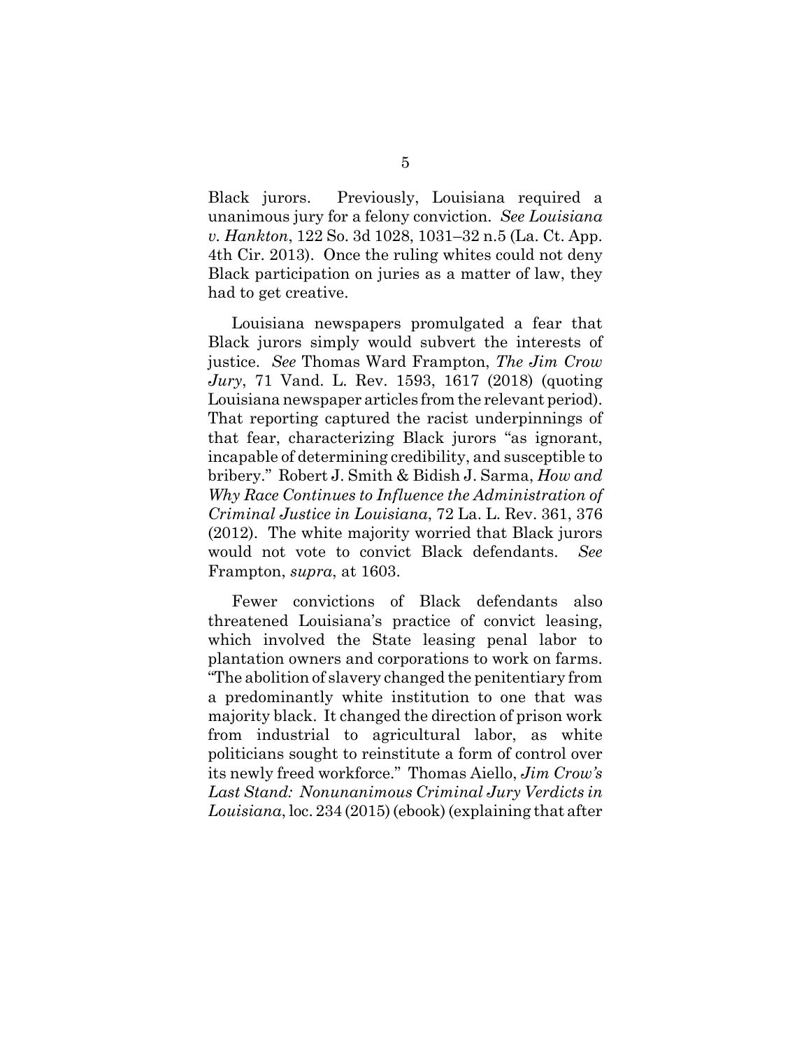Black jurors. Previously, Louisiana required a unanimous jury for a felony conviction. *See Louisiana v. Hankton*, 122 So. 3d 1028, 1031–32 n.5 (La. Ct. App. 4th Cir. 2013). Once the ruling whites could not deny Black participation on juries as a matter of law, they had to get creative.

Louisiana newspapers promulgated a fear that Black jurors simply would subvert the interests of justice. *See* Thomas Ward Frampton, *The Jim Crow Jury*, 71 Vand. L. Rev. 1593, 1617 (2018) (quoting Louisiana newspaper articles from the relevant period). That reporting captured the racist underpinnings of that fear, characterizing Black jurors "as ignorant, incapable of determining credibility, and susceptible to bribery." Robert J. Smith & Bidish J. Sarma, *How and Why Race Continues to Influence the Administration of Criminal Justice in Louisiana*, 72 La. L. Rev. 361, 376 (2012). The white majority worried that Black jurors would not vote to convict Black defendants. *See* Frampton, *supra*, at 1603.

Fewer convictions of Black defendants also threatened Louisiana's practice of convict leasing, which involved the State leasing penal labor to plantation owners and corporations to work on farms. "The abolition of slavery changed the penitentiary from a predominantly white institution to one that was majority black. It changed the direction of prison work from industrial to agricultural labor, as white politicians sought to reinstitute a form of control over its newly freed workforce." Thomas Aiello, *Jim Crow's Last Stand: Nonunanimous Criminal Jury Verdicts in Louisiana*, loc. 234 (2015) (ebook) (explaining that after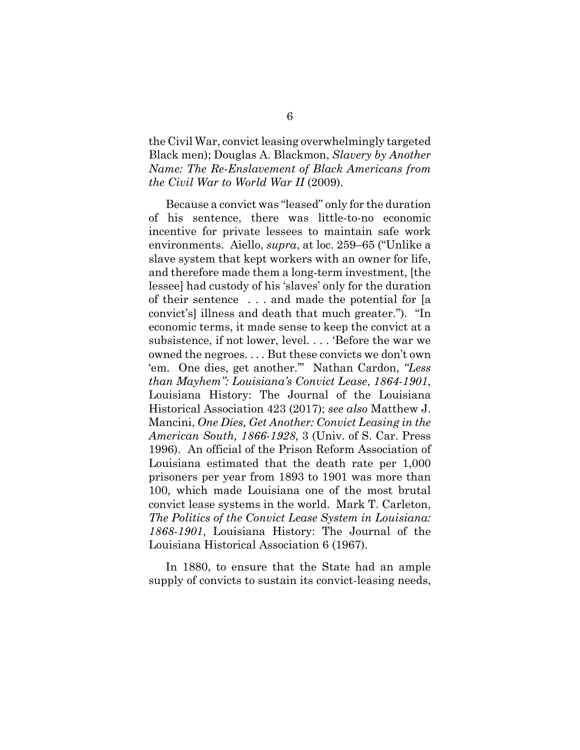the Civil War, convict leasing overwhelmingly targeted Black men); Douglas A. Blackmon, *Slavery by Another Name: The Re-Enslavement of Black Americans from the Civil War to World War II* (2009).

Because a convict was "leased" only for the duration of his sentence, there was little-to-no economic incentive for private lessees to maintain safe work environments. Aiello, *supra*, at loc. 259–65 ("Unlike a slave system that kept workers with an owner for life, and therefore made them a long-term investment, [the lessee] had custody of his 'slaves' only for the duration of their sentence . . . and made the potential for [a convict's] illness and death that much greater."). "In economic terms, it made sense to keep the convict at a subsistence, if not lower, level. . . . 'Before the war we owned the negroes. . . . But these convicts we don't own 'em. One dies, get another.'" Nathan Cardon, *"Less than Mayhem": Louisiana's Convict Lease, 1864-1901*, Louisiana History: The Journal of the Louisiana Historical Association 423 (2017); *see also* Matthew J. Mancini, *One Dies, Get Another: Convict Leasing in the American South, 1866-1928*, 3 (Univ. of S. Car. Press 1996). An official of the Prison Reform Association of Louisiana estimated that the death rate per 1,000 prisoners per year from 1893 to 1901 was more than 100, which made Louisiana one of the most brutal convict lease systems in the world. Mark T. Carleton, *The Politics of the Convict Lease System in Louisiana: 1868-1901*, Louisiana History: The Journal of the Louisiana Historical Association 6 (1967).

In 1880, to ensure that the State had an ample supply of convicts to sustain its convict-leasing needs,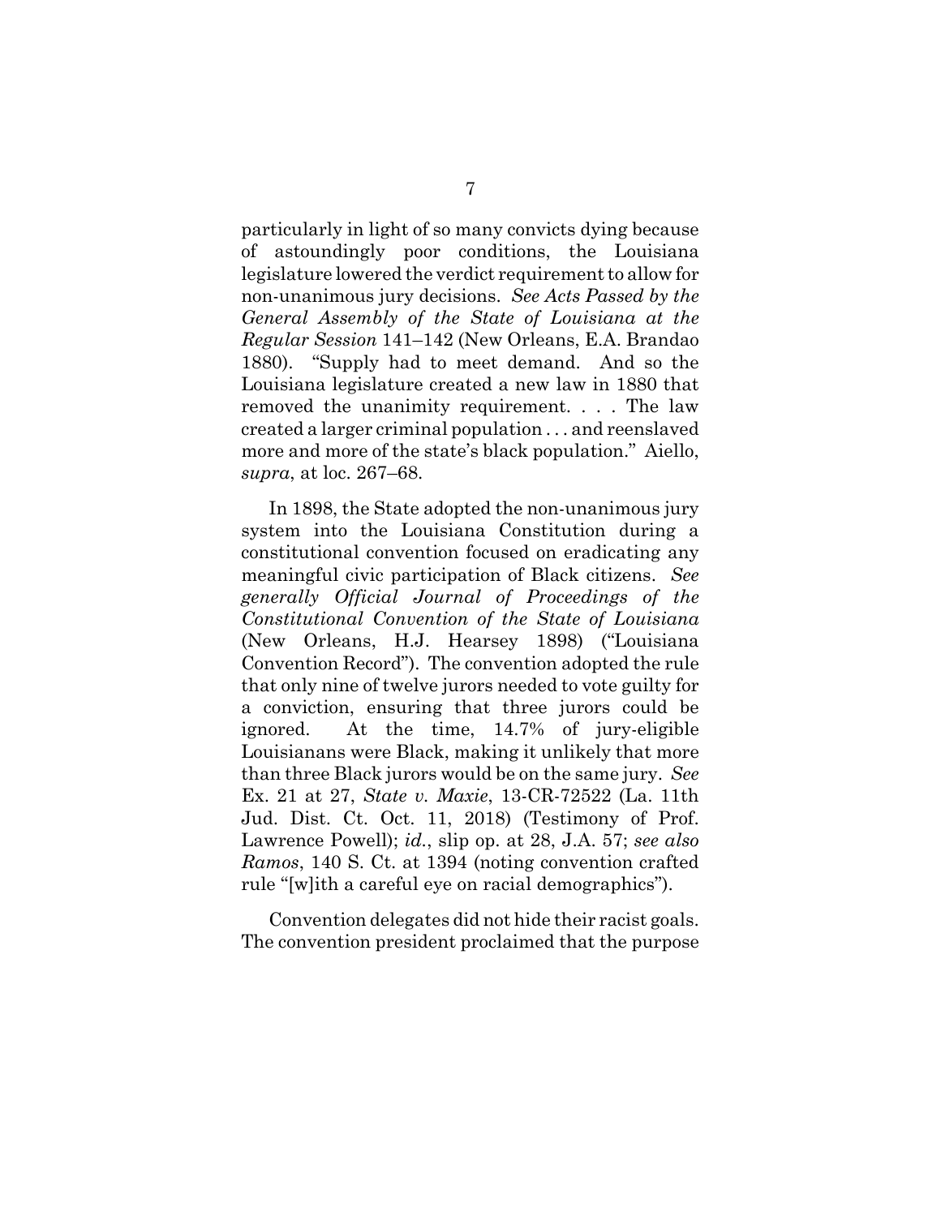particularly in light of so many convicts dying because of astoundingly poor conditions, the Louisiana legislature lowered the verdict requirement to allow for non-unanimous jury decisions. *See Acts Passed by the General Assembly of the State of Louisiana at the Regular Session* 141–142 (New Orleans, E.A. Brandao 1880). "Supply had to meet demand. And so the Louisiana legislature created a new law in 1880 that removed the unanimity requirement. . . . The law created a larger criminal population . . . and reenslaved more and more of the state's black population." Aiello, *supra*, at loc. 267–68.

In 1898, the State adopted the non-unanimous jury system into the Louisiana Constitution during a constitutional convention focused on eradicating any meaningful civic participation of Black citizens. *See generally Official Journal of Proceedings of the Constitutional Convention of the State of Louisiana* (New Orleans, H.J. Hearsey 1898) ("Louisiana Convention Record"). The convention adopted the rule that only nine of twelve jurors needed to vote guilty for a conviction, ensuring that three jurors could be ignored. At the time, 14.7% of jury-eligible Louisianans were Black, making it unlikely that more than three Black jurors would be on the same jury. *See* Ex. 21 at 27, *State v. Maxie*, 13-CR-72522 (La. 11th Jud. Dist. Ct. Oct. 11, 2018) (Testimony of Prof. Lawrence Powell); *id.*, slip op. at 28, J.A. 57; *see also Ramos*, 140 S. Ct. at 1394 (noting convention crafted rule "[w]ith a careful eye on racial demographics").

Convention delegates did not hide their racist goals. The convention president proclaimed that the purpose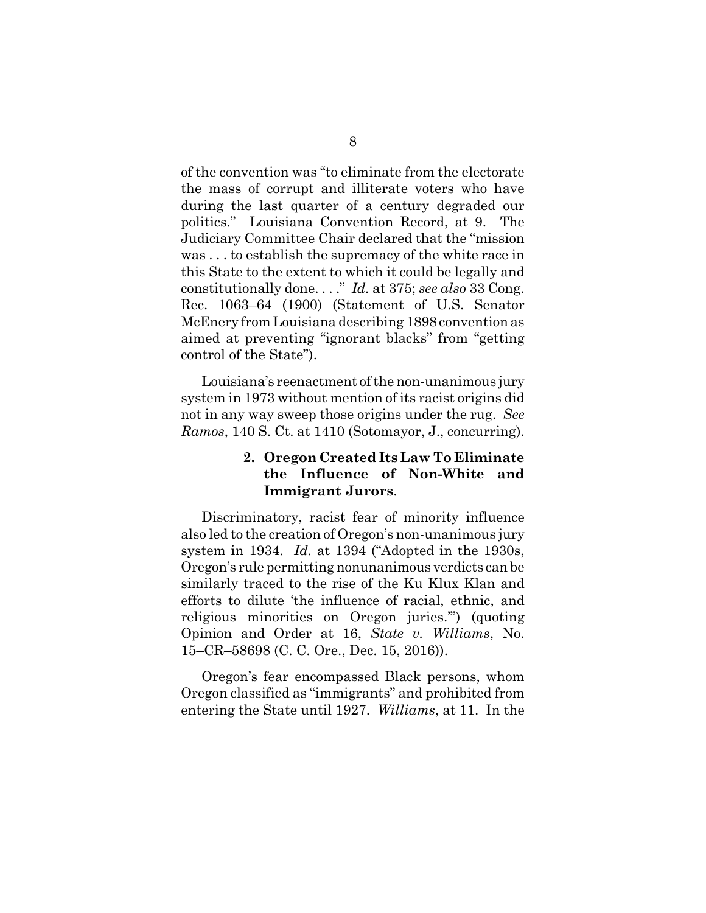of the convention was "to eliminate from the electorate the mass of corrupt and illiterate voters who have during the last quarter of a century degraded our politics." Louisiana Convention Record, at 9. The Judiciary Committee Chair declared that the "mission was . . . to establish the supremacy of the white race in this State to the extent to which it could be legally and constitutionally done. . . ." *Id.* at 375; *see also* 33 Cong. Rec. 1063–64 (1900) (Statement of U.S. Senator McEnery from Louisiana describing 1898 convention as aimed at preventing "ignorant blacks" from "getting control of the State").

Louisiana's reenactment of the non-unanimous jury system in 1973 without mention of its racist origins did not in any way sweep those origins under the rug. *See Ramos*, 140 S. Ct. at 1410 (Sotomayor, J., concurring).

### 2. Oregon Created Its Law To Eliminate the Influence of Non-White and Immigrant Jurors.

Discriminatory, racist fear of minority influence also led to the creation of Oregon's non-unanimous jury system in 1934. *Id.* at 1394 ("Adopted in the 1930s, Oregon's rule permitting nonunanimous verdicts can be similarly traced to the rise of the Ku Klux Klan and efforts to dilute 'the influence of racial, ethnic, and religious minorities on Oregon juries.'") (quoting Opinion and Order at 16, *State v. Williams*, No. 15–CR–58698 (C. C. Ore., Dec. 15, 2016)).

Oregon's fear encompassed Black persons, whom Oregon classified as "immigrants" and prohibited from entering the State until 1927. *Williams*, at 11. In the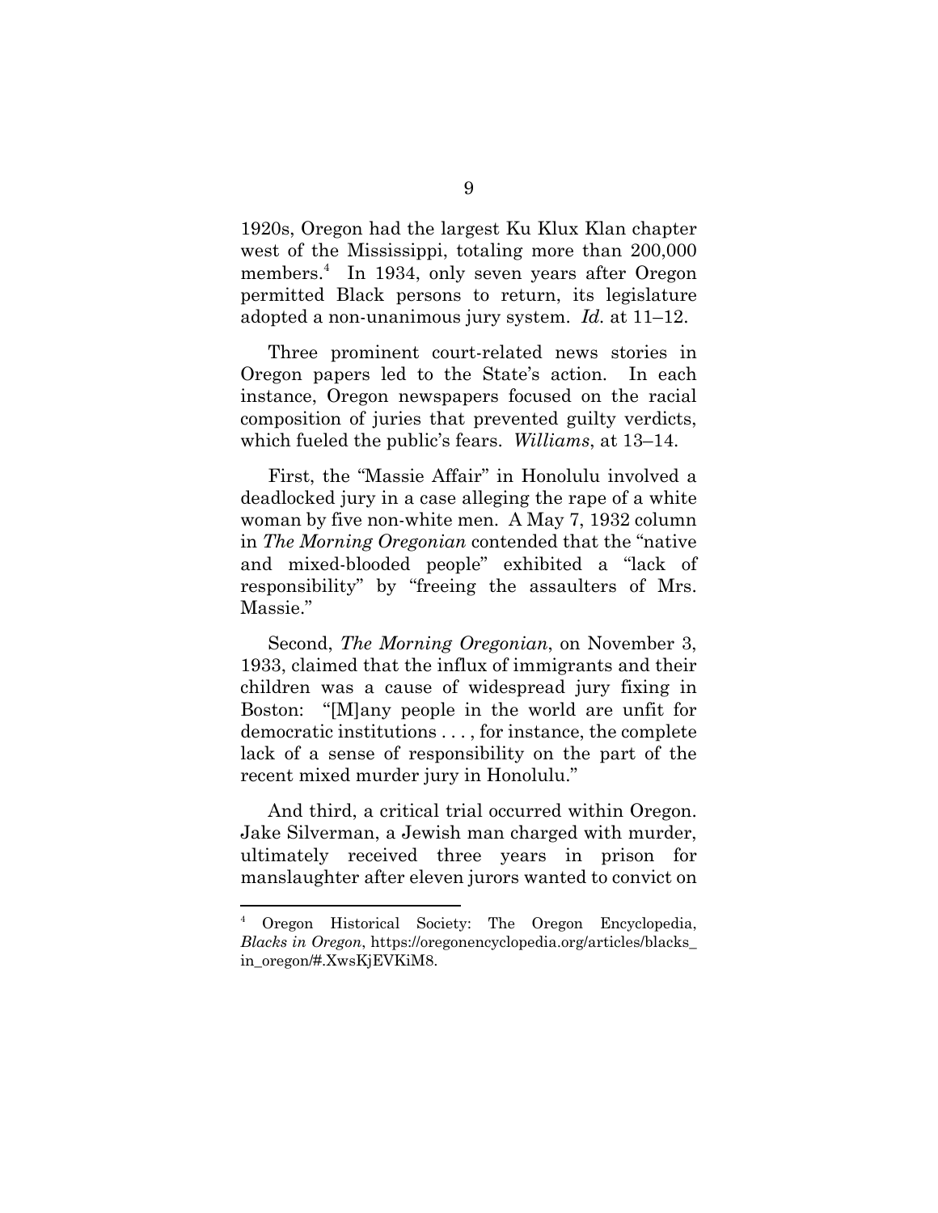1920s, Oregon had the largest Ku Klux Klan chapter west of the Mississippi, totaling more than 200,000 members.[4] In 1934, only seven years after Oregon permitted Black persons to return, its legislature adopted a non-unanimous jury system. *Id.* at 11–12.

Three prominent court-related news stories in Oregon papers led to the State's action. In each instance, Oregon newspapers focused on the racial composition of juries that prevented guilty verdicts, which fueled the public's fears. *Williams*, at 13–14.

First, the "Massie Affair" in Honolulu involved a deadlocked jury in a case alleging the rape of a white woman by five non-white men. A May 7, 1932 column in *The Morning Oregonian* contended that the "native and mixed-blooded people" exhibited a "lack of responsibility" by "freeing the assaulters of Mrs. Massie."

Second, *The Morning Oregonian*, on November 3, 1933, claimed that the influx of immigrants and their children was a cause of widespread jury fixing in Boston: "[M]any people in the world are unfit for democratic institutions . . . , for instance, the complete lack of a sense of responsibility on the part of the recent mixed murder jury in Honolulu."

And third, a critical trial occurred within Oregon. Jake Silverman, a Jewish man charged with murder, ultimately received three years in prison for manslaughter after eleven jurors wanted to convict on

---

[4] Oregon Historical Society: The Oregon Encyclopedia, *Blacks in Oregon*, https://oregonencyclopedia.org/articles/blacks_in_oregon/#.XwsKjEVKiM8.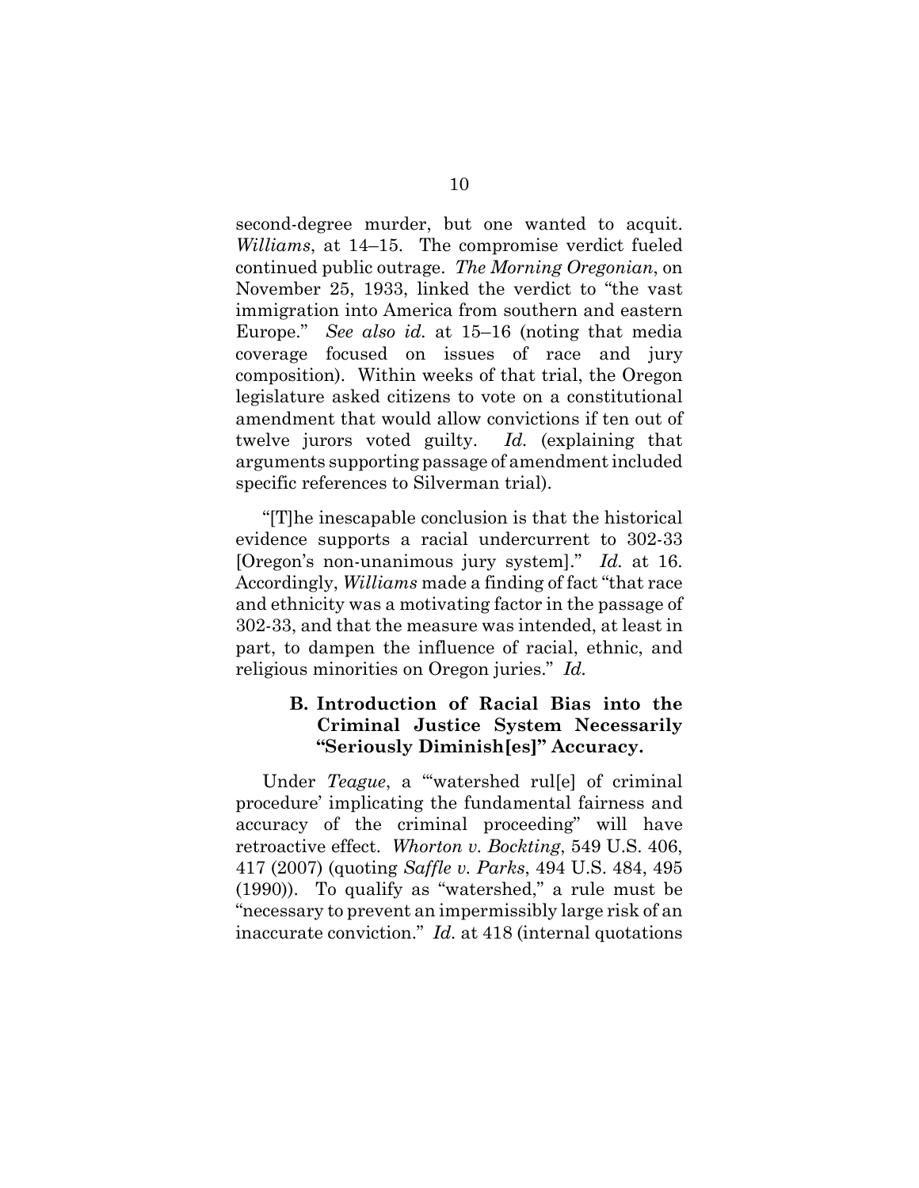second-degree murder, but one wanted to acquit. *Williams*, at 14–15. The compromise verdict fueled continued public outrage. *The Morning Oregonian*, on November 25, 1933, linked the verdict to "the vast immigration into America from southern and eastern Europe." *See also id.* at 15–16 (noting that media coverage focused on issues of race and jury composition). Within weeks of that trial, the Oregon legislature asked citizens to vote on a constitutional amendment that would allow convictions if ten out of twelve jurors voted guilty. *Id.* (explaining that arguments supporting passage of amendment included specific references to Silverman trial).

"[T]he inescapable conclusion is that the historical evidence supports a racial undercurrent to 302-33 [Oregon's non-unanimous jury system]." *Id.* at 16. Accordingly, *Williams* made a finding of fact "that race and ethnicity was a motivating factor in the passage of 302-33, and that the measure was intended, at least in part, to dampen the influence of racial, ethnic, and religious minorities on Oregon juries." *Id.*

### B. Introduction of Racial Bias into the Criminal Justice System Necessarily "Seriously Diminish[es]" Accuracy.

Under *Teague*, a "'watershed rul[e] of criminal procedure' implicating the fundamental fairness and accuracy of the criminal proceeding" will have retroactive effect. *Whorton v. Bockting*, 549 U.S. 406, 417 (2007) (quoting *Saffle v. Parks*, 494 U.S. 484, 495 (1990)). To qualify as "watershed," a rule must be "necessary to prevent an impermissibly large risk of an inaccurate conviction." *Id.* at 418 (internal quotations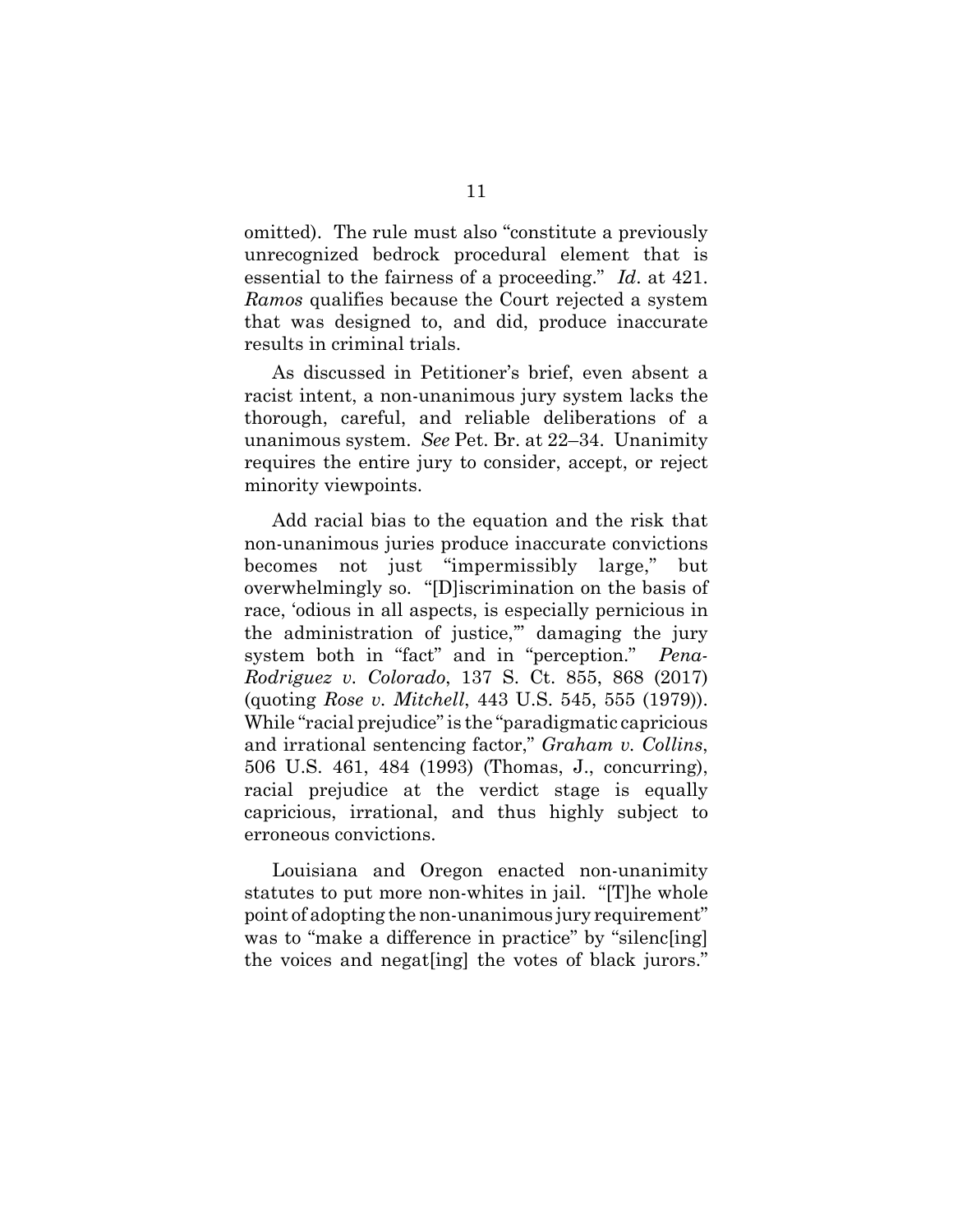omitted). The rule must also "constitute a previously unrecognized bedrock procedural element that is essential to the fairness of a proceeding." *Id*. at 421. *Ramos* qualifies because the Court rejected a system that was designed to, and did, produce inaccurate results in criminal trials.

As discussed in Petitioner's brief, even absent a racist intent, a non-unanimous jury system lacks the thorough, careful, and reliable deliberations of a unanimous system. *See* Pet. Br. at 22–34. Unanimity requires the entire jury to consider, accept, or reject minority viewpoints.

Add racial bias to the equation and the risk that non-unanimous juries produce inaccurate convictions becomes not just "impermissibly large," but overwhelmingly so. "[D]iscrimination on the basis of race, 'odious in all aspects, is especially pernicious in the administration of justice,'" damaging the jury system both in "fact" and in "perception." *Pena-Rodriguez v. Colorado*, 137 S. Ct. 855, 868 (2017) (quoting *Rose v. Mitchell*, 443 U.S. 545, 555 (1979)). While "racial prejudice" is the "paradigmatic capricious and irrational sentencing factor," *Graham v. Collins*, 506 U.S. 461, 484 (1993) (Thomas, J., concurring), racial prejudice at the verdict stage is equally capricious, irrational, and thus highly subject to erroneous convictions.

Louisiana and Oregon enacted non-unanimity statutes to put more non-whites in jail. "[T]he whole point of adopting the non-unanimous jury requirement" was to "make a difference in practice" by "silenc[ing] the voices and negat[ing] the votes of black jurors."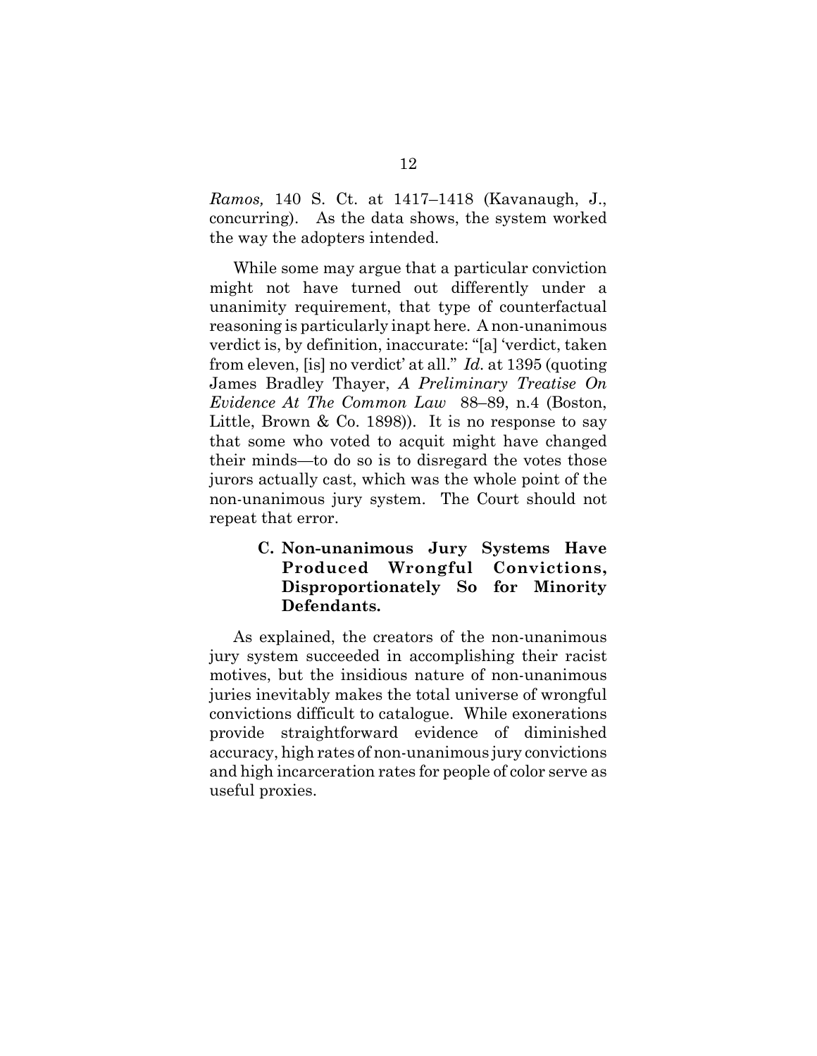*Ramos,* 140 S. Ct. at 1417–1418 (Kavanaugh, J., concurring). As the data shows, the system worked the way the adopters intended.

While some may argue that a particular conviction might not have turned out differently under a unanimity requirement, that type of counterfactual reasoning is particularly inapt here. A non-unanimous verdict is, by definition, inaccurate: "[a] 'verdict, taken from eleven, [is] no verdict' at all." *Id.* at 1395 (quoting James Bradley Thayer, *A Preliminary Treatise On Evidence At The Common Law* 88–89, n.4 (Boston, Little, Brown & Co. 1898)). It is no response to say that some who voted to acquit might have changed their minds—to do so is to disregard the votes those jurors actually cast, which was the whole point of the non-unanimous jury system. The Court should not repeat that error.

### C. Non-unanimous Jury Systems Have Produced Wrongful Convictions, Disproportionately So for Minority Defendants.

As explained, the creators of the non-unanimous jury system succeeded in accomplishing their racist motives, but the insidious nature of non-unanimous juries inevitably makes the total universe of wrongful convictions difficult to catalogue. While exonerations provide straightforward evidence of diminished accuracy, high rates of non-unanimous jury convictions and high incarceration rates for people of color serve as useful proxies.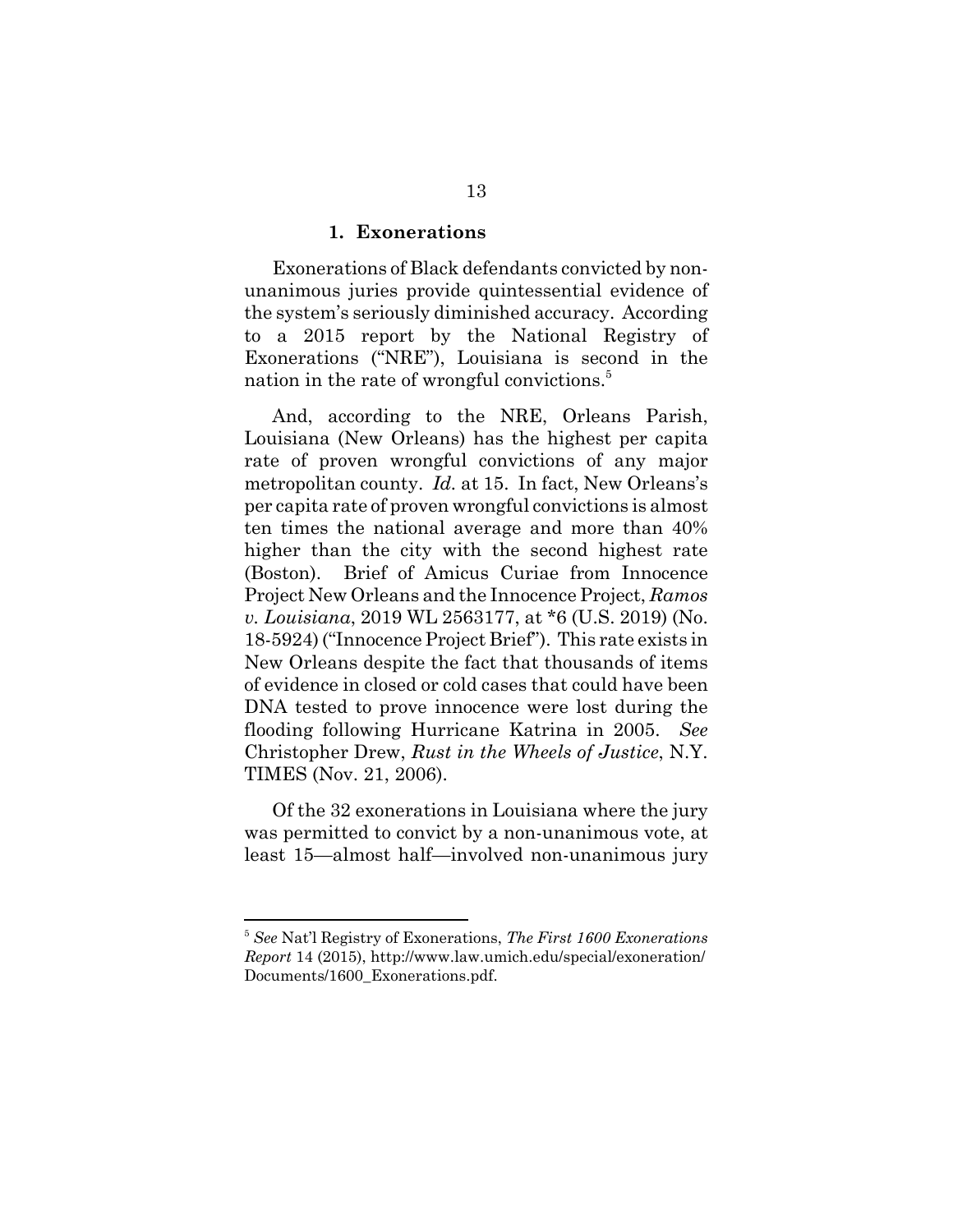### 1. Exonerations

Exonerations of Black defendants convicted by non-unanimous juries provide quintessential evidence of the system's seriously diminished accuracy. According to a 2015 report by the National Registry of Exonerations ("NRE"), Louisiana is second in the nation in the rate of wrongful convictions.[5]

And, according to the NRE, Orleans Parish, Louisiana (New Orleans) has the highest per capita rate of proven wrongful convictions of any major metropolitan county. *Id.* at 15. In fact, New Orleans's per capita rate of proven wrongful convictions is almost ten times the national average and more than 40% higher than the city with the second highest rate (Boston). Brief of Amicus Curiae from Innocence Project New Orleans and the Innocence Project, *Ramos v. Louisiana*, 2019 WL 2563177, at *6 (U.S. 2019) (No. 18-5924) ("Innocence Project Brief"). This rate exists in New Orleans despite the fact that thousands of items of evidence in closed or cold cases that could have been DNA tested to prove innocence were lost during the flooding following Hurricane Katrina in 2005. *See* Christopher Drew, *Rust in the Wheels of Justice*, N.Y. TIMES (Nov. 21, 2006).

Of the 32 exonerations in Louisiana where the jury was permitted to convict by a non-unanimous vote, at least 15—almost half—involved non-unanimous jury

---

[5] *See* Nat'l Registry of Exonerations, *The First 1600 Exonerations Report* 14 (2015), http://www.law.umich.edu/special/exoneration/Documents/1600_Exonerations.pdf.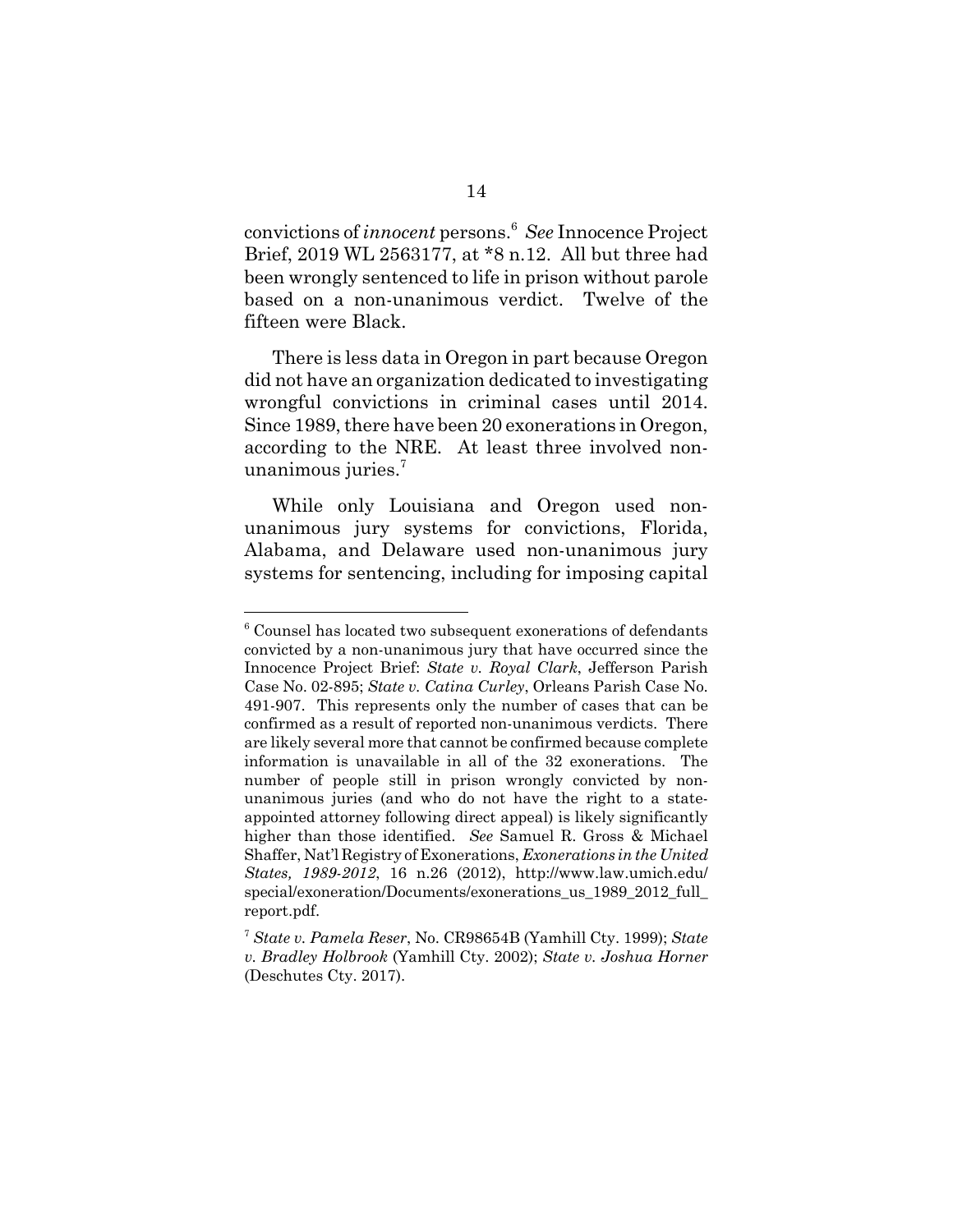convictions of *innocent* persons.[6] *See* Innocence Project Brief, 2019 WL 2563177, at *8 n.12. All but three had been wrongly sentenced to life in prison without parole based on a non-unanimous verdict. Twelve of the fifteen were Black.

There is less data in Oregon in part because Oregon did not have an organization dedicated to investigating wrongful convictions in criminal cases until 2014. Since 1989, there have been 20 exonerations in Oregon, according to the NRE. At least three involved non-unanimous juries.[7]

While only Louisiana and Oregon used non-unanimous jury systems for convictions, Florida, Alabama, and Delaware used non-unanimous jury systems for sentencing, including for imposing capital

---

[6] Counsel has located two subsequent exonerations of defendants convicted by a non-unanimous jury that have occurred since the Innocence Project Brief: *State v. Royal Clark*, Jefferson Parish Case No. 02-895; *State v. Catina Curley*, Orleans Parish Case No. 491-907. This represents only the number of cases that can be confirmed as a result of reported non-unanimous verdicts. There are likely several more that cannot be confirmed because complete information is unavailable in all of the 32 exonerations. The number of people still in prison wrongly convicted by non-unanimous juries (and who do not have the right to a state-appointed attorney following direct appeal) is likely significantly higher than those identified. *See* Samuel R. Gross & Michael Shaffer, Nat'l Registry of Exonerations, *Exonerations in the United States, 1989-2012*, 16 n.26 (2012), http://www.law.umich.edu/special/exoneration/Documents/exonerations_us_1989_2012_full_report.pdf.

[7] *State v. Pamela Reser*, No. CR98654B (Yamhill Cty. 1999); *State v. Bradley Holbrook* (Yamhill Cty. 2002); *State v. Joshua Horner* (Deschutes Cty. 2017).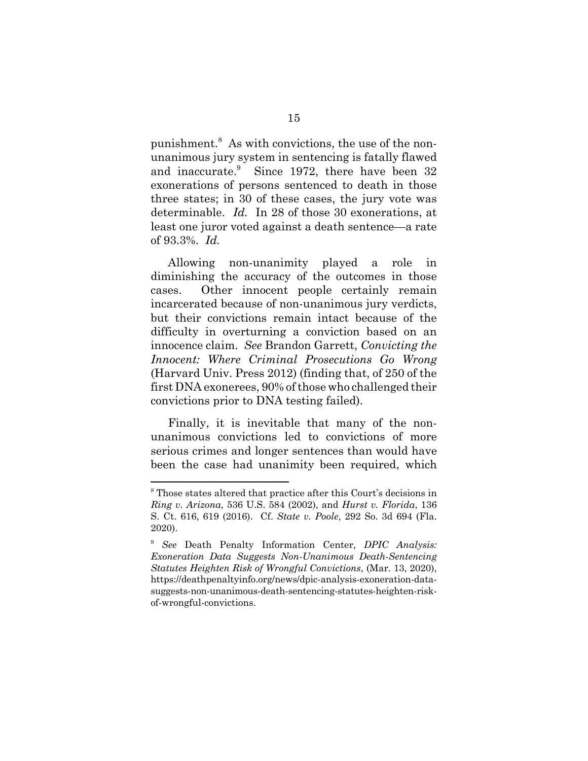punishment.[8] As with convictions, the use of the non-unanimous jury system in sentencing is fatally flawed and inaccurate.[9] Since 1972, there have been 32 exonerations of persons sentenced to death in those three states; in 30 of these cases, the jury vote was determinable. *Id.* In 28 of those 30 exonerations, at least one juror voted against a death sentence—a rate of 93.3%. *Id.*

Allowing non-unanimity played a role in diminishing the accuracy of the outcomes in those cases. Other innocent people certainly remain incarcerated because of non-unanimous jury verdicts, but their convictions remain intact because of the difficulty in overturning a conviction based on an innocence claim. *See* Brandon Garrett, *Convicting the Innocent: Where Criminal Prosecutions Go Wrong* (Harvard Univ. Press 2012) (finding that, of 250 of the first DNA exonerees, 90% of those who challenged their convictions prior to DNA testing failed).

Finally, it is inevitable that many of the non-unanimous convictions led to convictions of more serious crimes and longer sentences than would have been the case had unanimity been required, which

---

[8] Those states altered that practice after this Court's decisions in *Ring v. Arizona*, 536 U.S. 584 (2002), and *Hurst v. Florida*, 136 S. Ct. 616, 619 (2016). Cf. *State v. Poole*, 292 So. 3d 694 (Fla. 2020).

[9] *See* Death Penalty Information Center, *DPIC Analysis: Exoneration Data Suggests Non-Unanimous Death-Sentencing Statutes Heighten Risk of Wrongful Convictions*, (Mar. 13, 2020), https://deathpenaltyinfo.org/news/dpic-analysis-exoneration-data-suggests-non-unanimous-death-sentencing-statutes-heighten-risk-of-wrongful-convictions.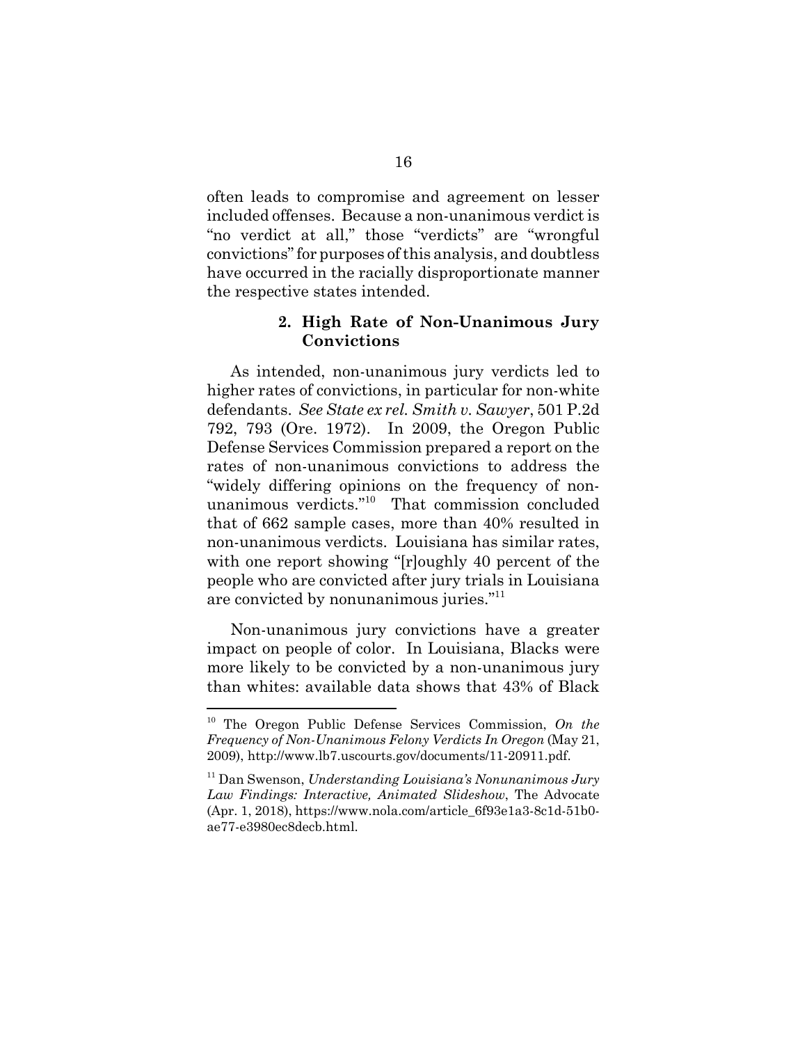often leads to compromise and agreement on lesser included offenses. Because a non-unanimous verdict is "no verdict at all," those "verdicts" are "wrongful convictions" for purposes of this analysis, and doubtless have occurred in the racially disproportionate manner the respective states intended.

### 2. High Rate of Non-Unanimous Jury Convictions

As intended, non-unanimous jury verdicts led to higher rates of convictions, in particular for non-white defendants. *See State ex rel. Smith v. Sawyer*, 501 P.2d 792, 793 (Ore. 1972). In 2009, the Oregon Public Defense Services Commission prepared a report on the rates of non-unanimous convictions to address the "widely differing opinions on the frequency of non-unanimous verdicts."[10] That commission concluded that of 662 sample cases, more than 40% resulted in non-unanimous verdicts. Louisiana has similar rates, with one report showing "[r]oughly 40 percent of the people who are convicted after jury trials in Louisiana are convicted by nonunanimous juries."[11]

Non-unanimous jury convictions have a greater impact on people of color. In Louisiana, Blacks were more likely to be convicted by a non-unanimous jury than whites: available data shows that 43% of Black

---

[10] The Oregon Public Defense Services Commission, *On the Frequency of Non-Unanimous Felony Verdicts In Oregon* (May 21, 2009), http://www.lb7.uscourts.gov/documents/11-20911.pdf.

[11] Dan Swenson, *Understanding Louisiana's Nonunanimous Jury Law Findings: Interactive, Animated Slideshow*, The Advocate (Apr. 1, 2018), https://www.nola.com/article_6f93e1a3-8c1d-51b0-ae77-e3980ec8decb.html.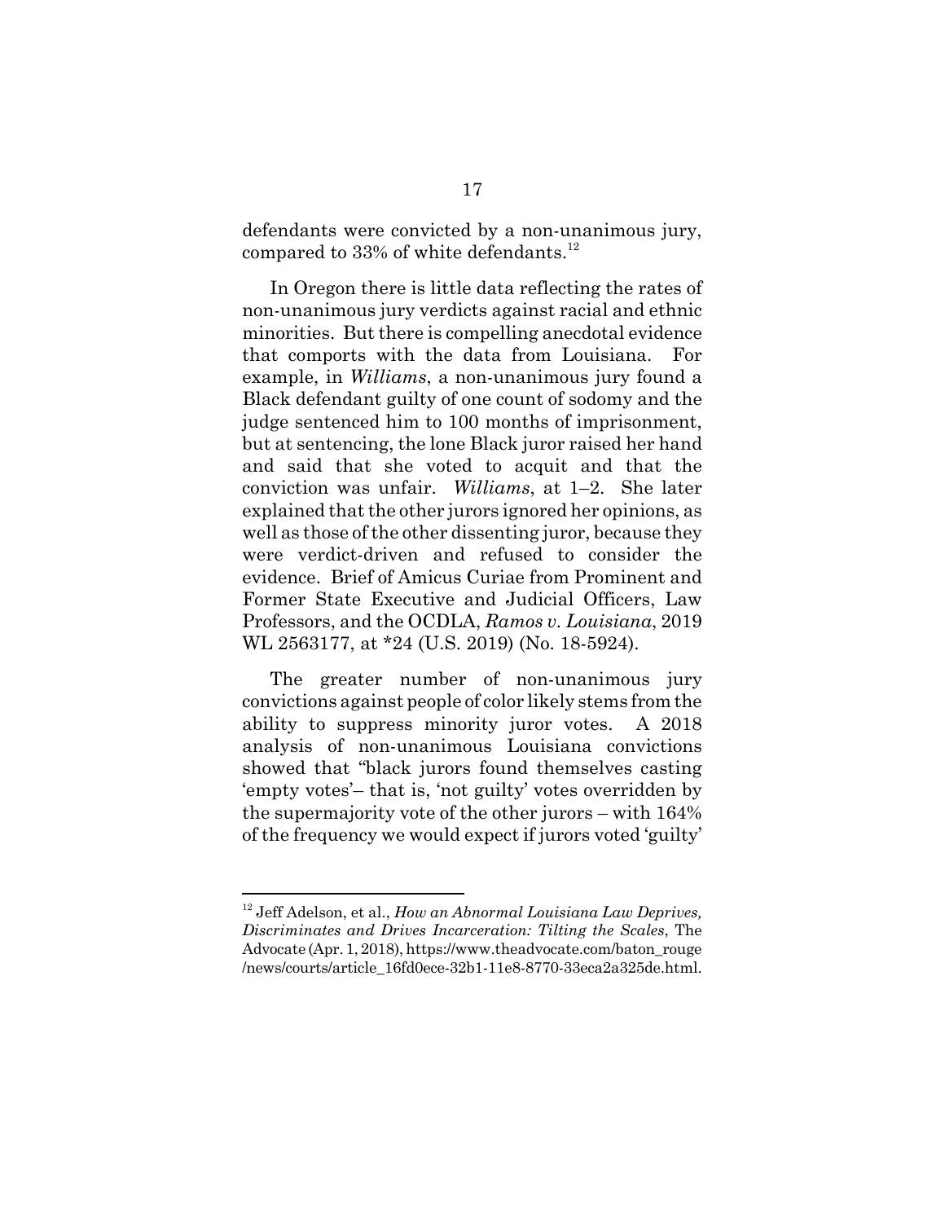defendants were convicted by a non-unanimous jury, compared to 33% of white defendants.[12]

In Oregon there is little data reflecting the rates of non-unanimous jury verdicts against racial and ethnic minorities. But there is compelling anecdotal evidence that comports with the data from Louisiana. For example, in *Williams*, a non-unanimous jury found a Black defendant guilty of one count of sodomy and the judge sentenced him to 100 months of imprisonment, but at sentencing, the lone Black juror raised her hand and said that she voted to acquit and that the conviction was unfair. *Williams*, at 1–2. She later explained that the other jurors ignored her opinions, as well as those of the other dissenting juror, because they were verdict-driven and refused to consider the evidence. Brief of Amicus Curiae from Prominent and Former State Executive and Judicial Officers, Law Professors, and the OCDLA, *Ramos v. Louisiana*, 2019 WL 2563177, at *24 (U.S. 2019) (No. 18-5924).

The greater number of non-unanimous jury convictions against people of color likely stems from the ability to suppress minority juror votes. A 2018 analysis of non-unanimous Louisiana convictions showed that "black jurors found themselves casting 'empty votes'– that is, 'not guilty' votes overridden by the supermajority vote of the other jurors – with 164% of the frequency we would expect if jurors voted 'guilty'

---

[12] Jeff Adelson, et al., *How an Abnormal Louisiana Law Deprives, Discriminates and Drives Incarceration: Tilting the Scales*, The Advocate (Apr. 1, 2018), https://www.theadvocate.com/baton_rouge/news/courts/article_16fd0ece-32b1-11e8-8770-33eca2a325de.html.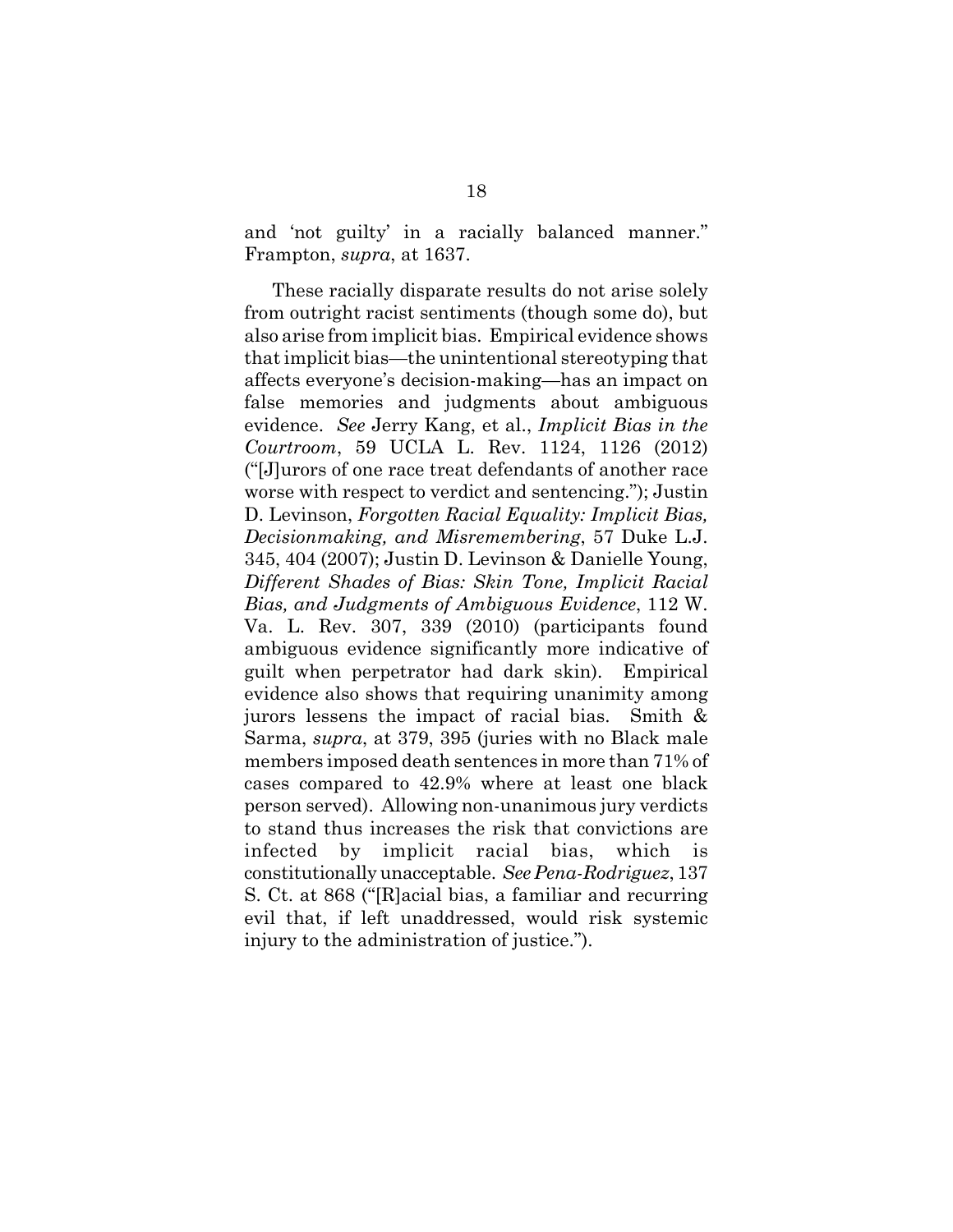and 'not guilty' in a racially balanced manner." Frampton, *supra*, at 1637.

These racially disparate results do not arise solely from outright racist sentiments (though some do), but also arise from implicit bias. Empirical evidence shows that implicit bias—the unintentional stereotyping that affects everyone's decision-making—has an impact on false memories and judgments about ambiguous evidence. *See* Jerry Kang, et al., *Implicit Bias in the Courtroom*, 59 UCLA L. Rev. 1124, 1126 (2012) ("[J]urors of one race treat defendants of another race worse with respect to verdict and sentencing."); Justin D. Levinson, *Forgotten Racial Equality: Implicit Bias, Decisionmaking, and Misremembering*, 57 Duke L.J. 345, 404 (2007); Justin D. Levinson & Danielle Young, *Different Shades of Bias: Skin Tone, Implicit Racial Bias, and Judgments of Ambiguous Evidence*, 112 W. Va. L. Rev. 307, 339 (2010) (participants found ambiguous evidence significantly more indicative of guilt when perpetrator had dark skin). Empirical evidence also shows that requiring unanimity among jurors lessens the impact of racial bias. Smith & Sarma, *supra*, at 379, 395 (juries with no Black male members imposed death sentences in more than 71% of cases compared to 42.9% where at least one black person served). Allowing non-unanimous jury verdicts to stand thus increases the risk that convictions are infected by implicit racial bias, which is constitutionally unacceptable. *See Pena-Rodriguez*, 137 S. Ct. at 868 ("[R]acial bias, a familiar and recurring evil that, if left unaddressed, would risk systemic injury to the administration of justice.").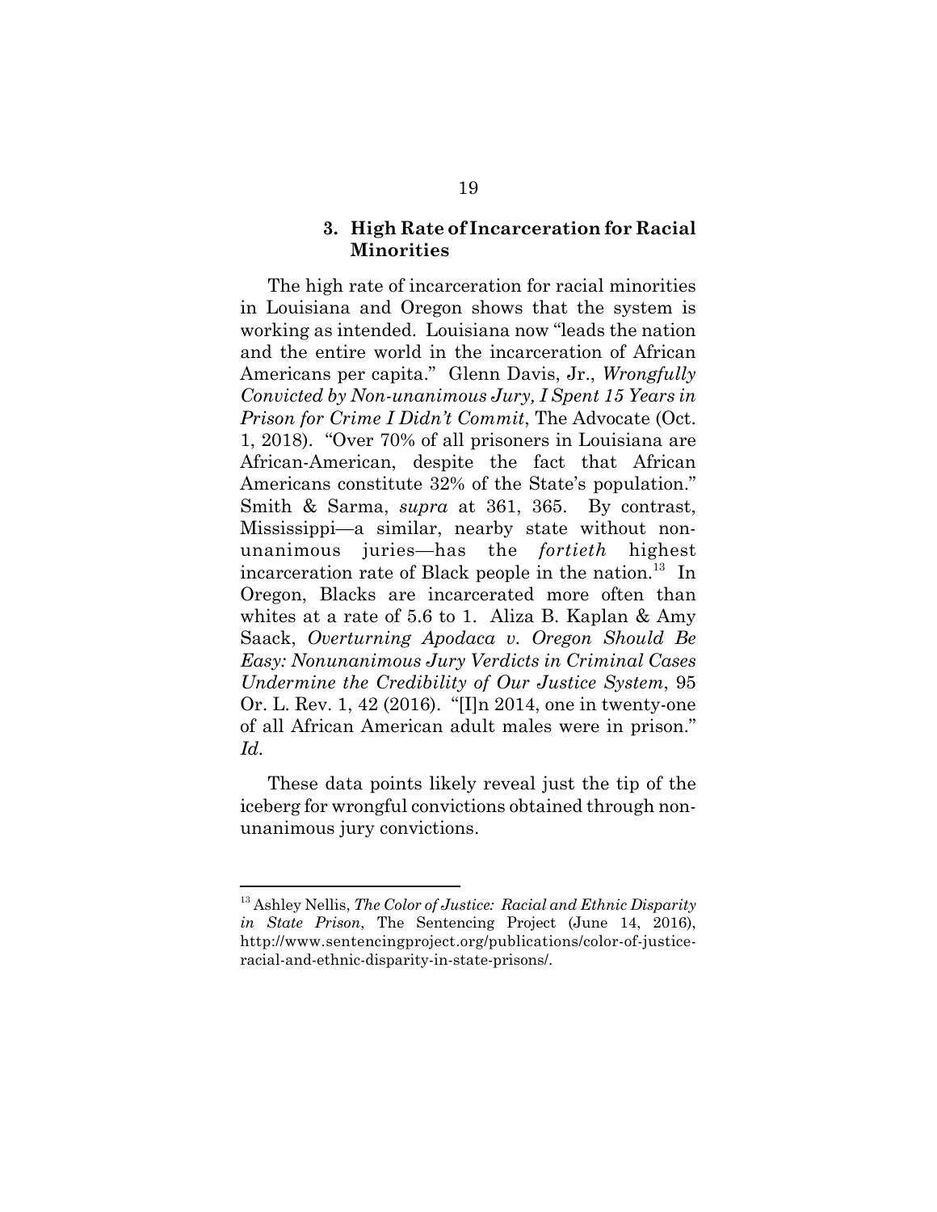### 3. High Rate of Incarceration for Racial Minorities

The high rate of incarceration for racial minorities in Louisiana and Oregon shows that the system is working as intended. Louisiana now "leads the nation and the entire world in the incarceration of African Americans per capita." Glenn Davis, Jr., *Wrongfully Convicted by Non-unanimous Jury, I Spent 15 Years in Prison for Crime I Didn't Commit*, The Advocate (Oct. 1, 2018). "Over 70% of all prisoners in Louisiana are African-American, despite the fact that African Americans constitute 32% of the State's population." Smith & Sarma, *supra* at 361, 365. By contrast, Mississippi—a similar, nearby state without non-unanimous juries—has the *fortieth* highest incarceration rate of Black people in the nation.[13] In Oregon, Blacks are incarcerated more often than whites at a rate of 5.6 to 1. Aliza B. Kaplan & Amy Saack, *Overturning Apodaca v. Oregon Should Be Easy: Nonunanimous Jury Verdicts in Criminal Cases Undermine the Credibility of Our Justice System*, 95 Or. L. Rev. 1, 42 (2016). "[I]n 2014, one in twenty-one of all African American adult males were in prison." *Id.*

These data points likely reveal just the tip of the iceberg for wrongful convictions obtained through non-unanimous jury convictions.

---

[13] Ashley Nellis, *The Color of Justice: Racial and Ethnic Disparity in State Prison*, The Sentencing Project (June 14, 2016), http://www.sentencingproject.org/publications/color-of-justice-racial-and-ethnic-disparity-in-state-prisons/.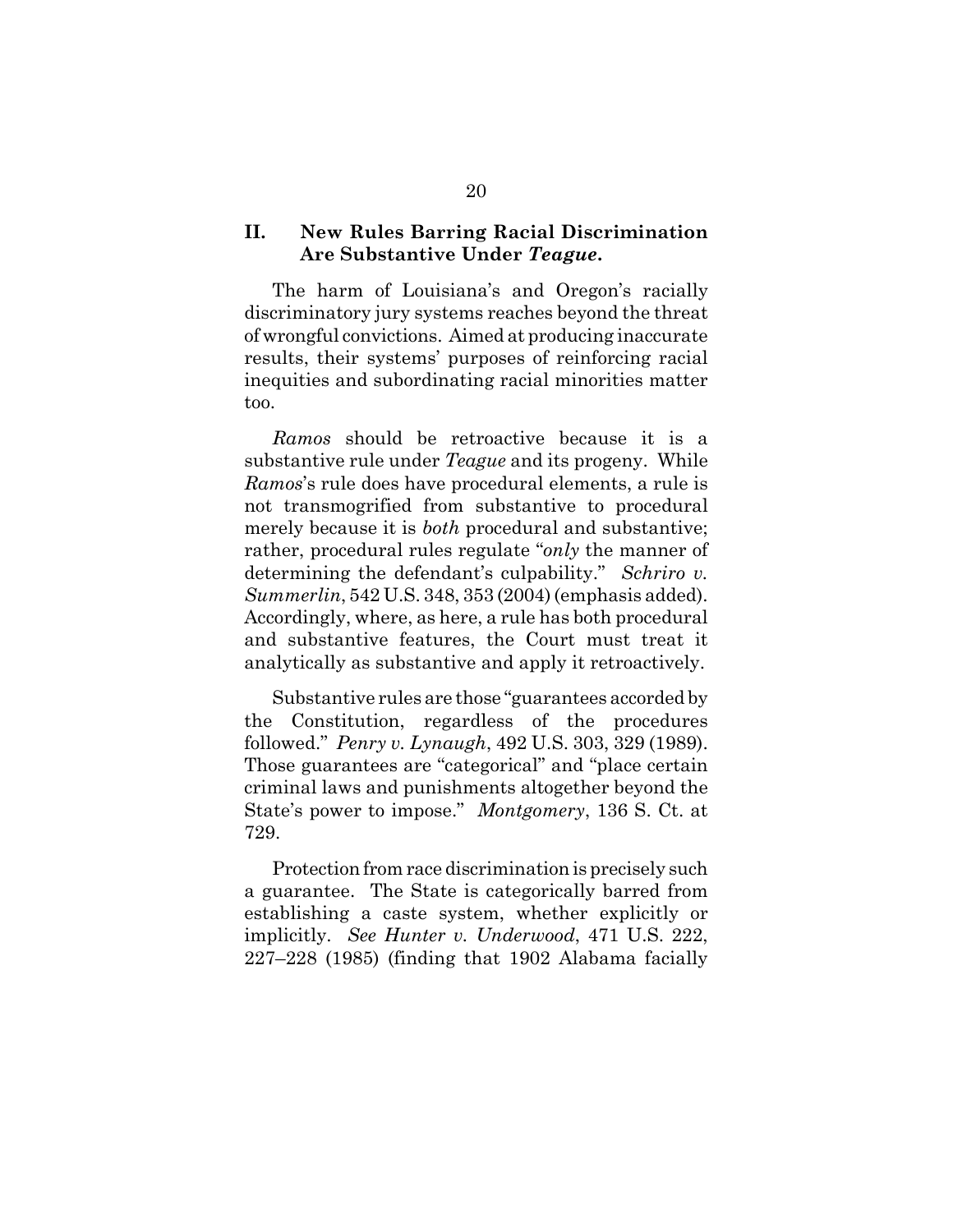## II. New Rules Barring Racial Discrimination Are Substantive Under *Teague*.

The harm of Louisiana's and Oregon's racially discriminatory jury systems reaches beyond the threat of wrongful convictions. Aimed at producing inaccurate results, their systems' purposes of reinforcing racial inequities and subordinating racial minorities matter too.

*Ramos* should be retroactive because it is a substantive rule under *Teague* and its progeny. While *Ramos*'s rule does have procedural elements, a rule is not transmogrified from substantive to procedural merely because it is *both* procedural and substantive; rather, procedural rules regulate "*only* the manner of determining the defendant's culpability." *Schriro v. Summerlin*, 542 U.S. 348, 353 (2004) (emphasis added). Accordingly, where, as here, a rule has both procedural and substantive features, the Court must treat it analytically as substantive and apply it retroactively.

Substantive rules are those "guarantees accorded by the Constitution, regardless of the procedures followed." *Penry v. Lynaugh*, 492 U.S. 303, 329 (1989). Those guarantees are "categorical" and "place certain criminal laws and punishments altogether beyond the State's power to impose." *Montgomery*, 136 S. Ct. at 729.

Protection from race discrimination is precisely such a guarantee. The State is categorically barred from establishing a caste system, whether explicitly or implicitly. *See Hunter v. Underwood*, 471 U.S. 222, 227–228 (1985) (finding that 1902 Alabama facially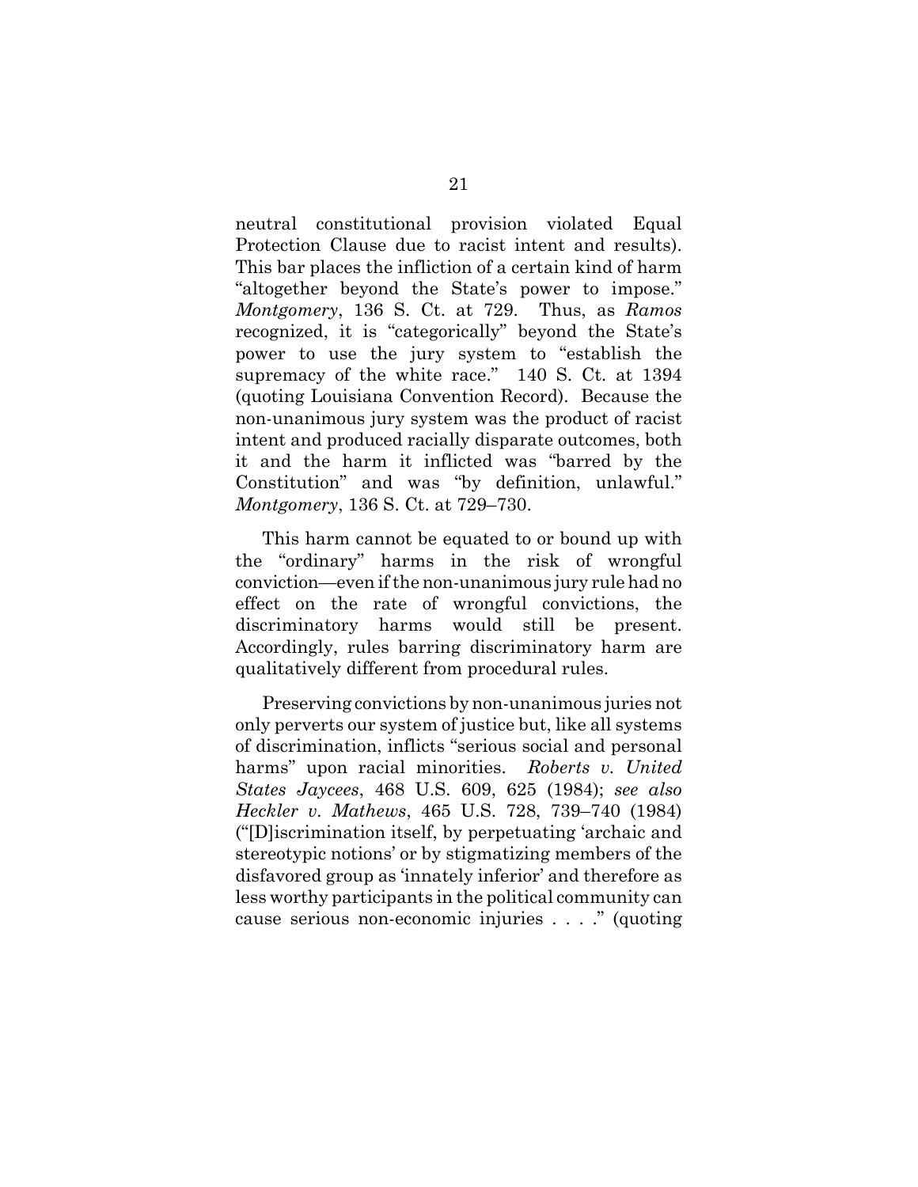neutral constitutional provision violated Equal Protection Clause due to racist intent and results). This bar places the infliction of a certain kind of harm "altogether beyond the State's power to impose." *Montgomery*, 136 S. Ct. at 729. Thus, as *Ramos* recognized, it is "categorically" beyond the State's power to use the jury system to "establish the supremacy of the white race." 140 S. Ct. at 1394 (quoting Louisiana Convention Record). Because the non-unanimous jury system was the product of racist intent and produced racially disparate outcomes, both it and the harm it inflicted was "barred by the Constitution" and was "by definition, unlawful." *Montgomery*, 136 S. Ct. at 729–730.

This harm cannot be equated to or bound up with the "ordinary" harms in the risk of wrongful conviction—even if the non-unanimous jury rule had no effect on the rate of wrongful convictions, the discriminatory harms would still be present. Accordingly, rules barring discriminatory harm are qualitatively different from procedural rules.

Preserving convictions by non-unanimous juries not only perverts our system of justice but, like all systems of discrimination, inflicts "serious social and personal harms" upon racial minorities. *Roberts v. United States Jaycees*, 468 U.S. 609, 625 (1984); *see also Heckler v. Mathews*, 465 U.S. 728, 739–740 (1984) ("[D]iscrimination itself, by perpetuating 'archaic and stereotypic notions' or by stigmatizing members of the disfavored group as 'innately inferior' and therefore as less worthy participants in the political community can cause serious non-economic injuries . . . ." (quoting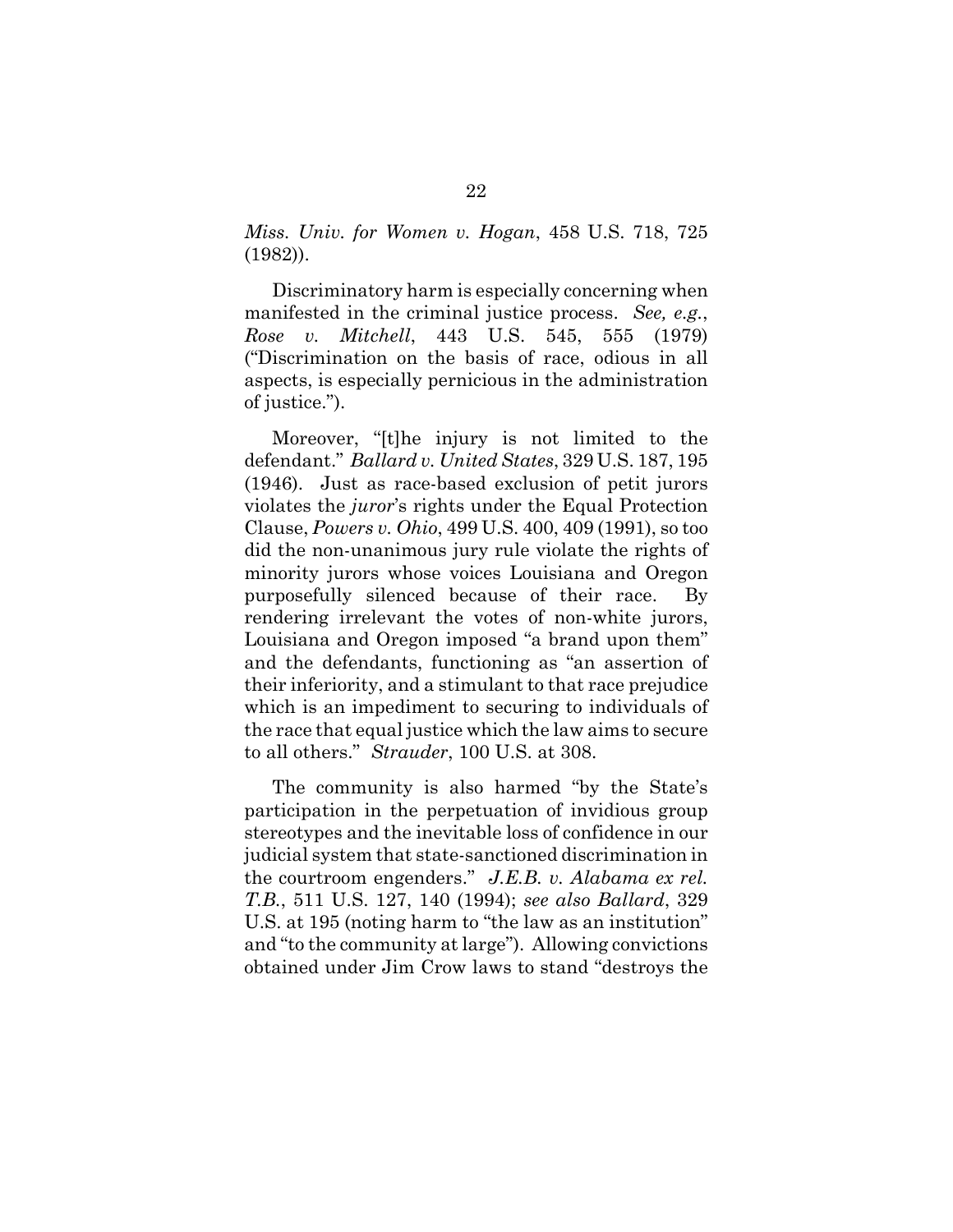*Miss. Univ. for Women v. Hogan*, 458 U.S. 718, 725 (1982)).

Discriminatory harm is especially concerning when manifested in the criminal justice process. *See, e.g.*, *Rose v. Mitchell*, 443 U.S. 545, 555 (1979) ("Discrimination on the basis of race, odious in all aspects, is especially pernicious in the administration of justice.").

Moreover, "[t]he injury is not limited to the defendant." *Ballard v. United States*, 329 U.S. 187, 195 (1946). Just as race-based exclusion of petit jurors violates the *juror*'s rights under the Equal Protection Clause, *Powers v. Ohio*, 499 U.S. 400, 409 (1991), so too did the non-unanimous jury rule violate the rights of minority jurors whose voices Louisiana and Oregon purposefully silenced because of their race. By rendering irrelevant the votes of non-white jurors, Louisiana and Oregon imposed "a brand upon them" and the defendants, functioning as "an assertion of their inferiority, and a stimulant to that race prejudice which is an impediment to securing to individuals of the race that equal justice which the law aims to secure to all others." *Strauder*, 100 U.S. at 308.

The community is also harmed "by the State's participation in the perpetuation of invidious group stereotypes and the inevitable loss of confidence in our judicial system that state-sanctioned discrimination in the courtroom engenders." *J.E.B. v. Alabama ex rel. T.B.*, 511 U.S. 127, 140 (1994); *see also Ballard*, 329 U.S. at 195 (noting harm to "the law as an institution" and "to the community at large"). Allowing convictions obtained under Jim Crow laws to stand "destroys the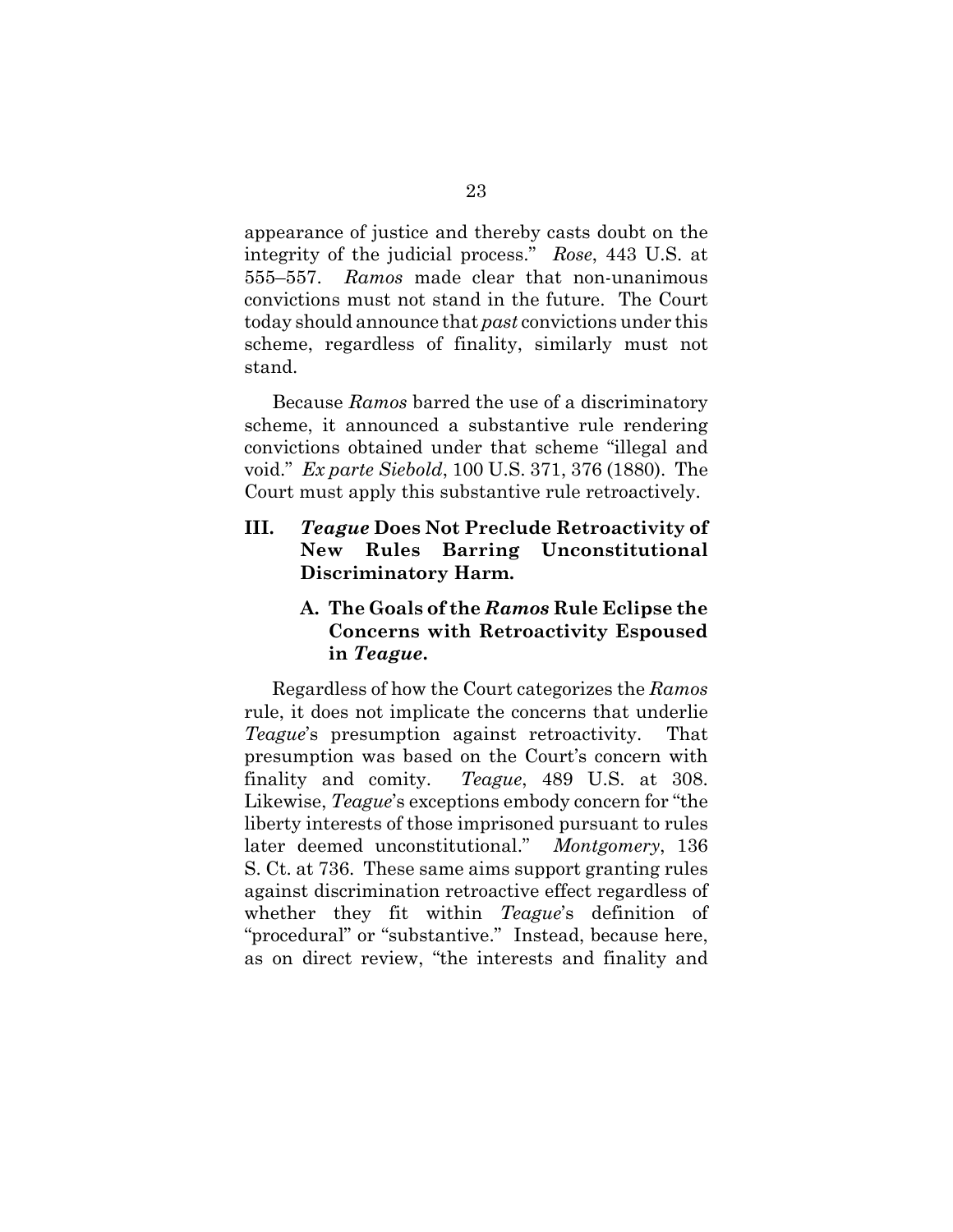appearance of justice and thereby casts doubt on the integrity of the judicial process." *Rose*, 443 U.S. at 555–557. *Ramos* made clear that non-unanimous convictions must not stand in the future. The Court today should announce that *past* convictions under this scheme, regardless of finality, similarly must not stand.

Because *Ramos* barred the use of a discriminatory scheme, it announced a substantive rule rendering convictions obtained under that scheme "illegal and void." *Ex parte Siebold*, 100 U.S. 371, 376 (1880). The Court must apply this substantive rule retroactively.

## III. *Teague* Does Not Preclude Retroactivity of New Rules Barring Unconstitutional Discriminatory Harm.

### A. The Goals of the *Ramos* Rule Eclipse the Concerns with Retroactivity Espoused in *Teague*.

Regardless of how the Court categorizes the *Ramos* rule, it does not implicate the concerns that underlie *Teague*'s presumption against retroactivity. That presumption was based on the Court's concern with finality and comity. *Teague*, 489 U.S. at 308. Likewise, *Teague*'s exceptions embody concern for "the liberty interests of those imprisoned pursuant to rules later deemed unconstitutional." *Montgomery*, 136 S. Ct. at 736. These same aims support granting rules against discrimination retroactive effect regardless of whether they fit within *Teague*'s definition of "procedural" or "substantive." Instead, because here, as on direct review, "the interests and finality and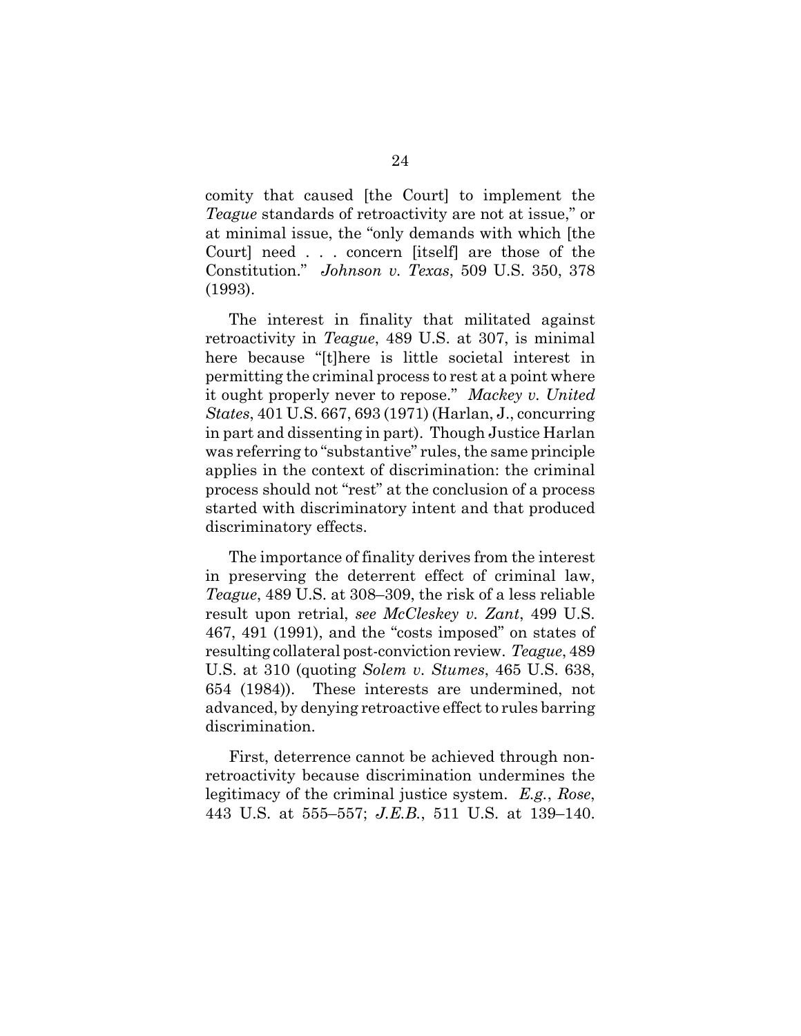comity that caused [the Court] to implement the *Teague* standards of retroactivity are not at issue," or at minimal issue, the "only demands with which [the Court] need . . . concern [itself] are those of the Constitution." *Johnson v. Texas*, 509 U.S. 350, 378 (1993).

The interest in finality that militated against retroactivity in *Teague*, 489 U.S. at 307, is minimal here because "[t]here is little societal interest in permitting the criminal process to rest at a point where it ought properly never to repose." *Mackey v. United States*, 401 U.S. 667, 693 (1971) (Harlan, J., concurring in part and dissenting in part). Though Justice Harlan was referring to "substantive" rules, the same principle applies in the context of discrimination: the criminal process should not "rest" at the conclusion of a process started with discriminatory intent and that produced discriminatory effects.

The importance of finality derives from the interest in preserving the deterrent effect of criminal law, *Teague*, 489 U.S. at 308–309, the risk of a less reliable result upon retrial, *see McCleskey v. Zant*, 499 U.S. 467, 491 (1991), and the "costs imposed" on states of resulting collateral post-conviction review. *Teague*, 489 U.S. at 310 (quoting *Solem v. Stumes*, 465 U.S. 638, 654 (1984)). These interests are undermined, not advanced, by denying retroactive effect to rules barring discrimination.

First, deterrence cannot be achieved through non-retroactivity because discrimination undermines the legitimacy of the criminal justice system. *E.g.*, *Rose*, 443 U.S. at 555–557; *J.E.B.*, 511 U.S. at 139–140.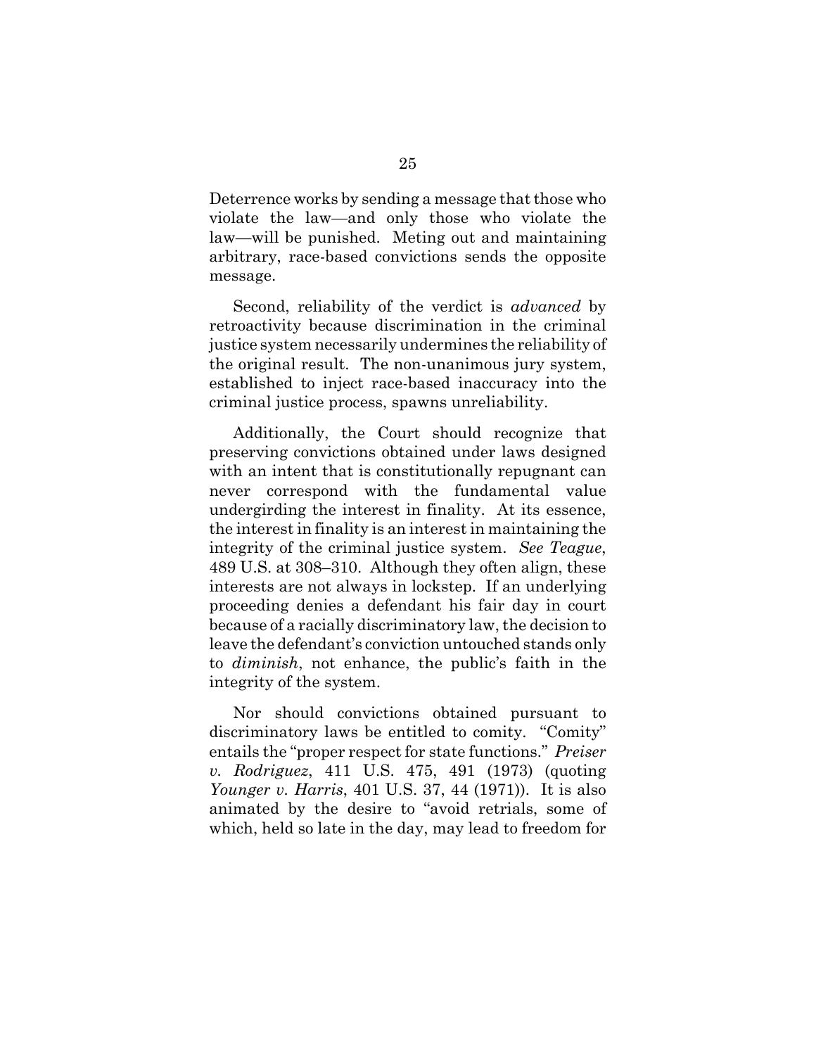Deterrence works by sending a message that those who violate the law—and only those who violate the law—will be punished. Meting out and maintaining arbitrary, race-based convictions sends the opposite message.

Second, reliability of the verdict is *advanced* by retroactivity because discrimination in the criminal justice system necessarily undermines the reliability of the original result. The non-unanimous jury system, established to inject race-based inaccuracy into the criminal justice process, spawns unreliability.

Additionally, the Court should recognize that preserving convictions obtained under laws designed with an intent that is constitutionally repugnant can never correspond with the fundamental value undergirding the interest in finality. At its essence, the interest in finality is an interest in maintaining the integrity of the criminal justice system. *See Teague*, 489 U.S. at 308–310. Although they often align, these interests are not always in lockstep. If an underlying proceeding denies a defendant his fair day in court because of a racially discriminatory law, the decision to leave the defendant's conviction untouched stands only to *diminish*, not enhance, the public's faith in the integrity of the system.

Nor should convictions obtained pursuant to discriminatory laws be entitled to comity. "Comity" entails the "proper respect for state functions." *Preiser v. Rodriguez*, 411 U.S. 475, 491 (1973) (quoting *Younger v. Harris*, 401 U.S. 37, 44 (1971)). It is also animated by the desire to "avoid retrials, some of which, held so late in the day, may lead to freedom for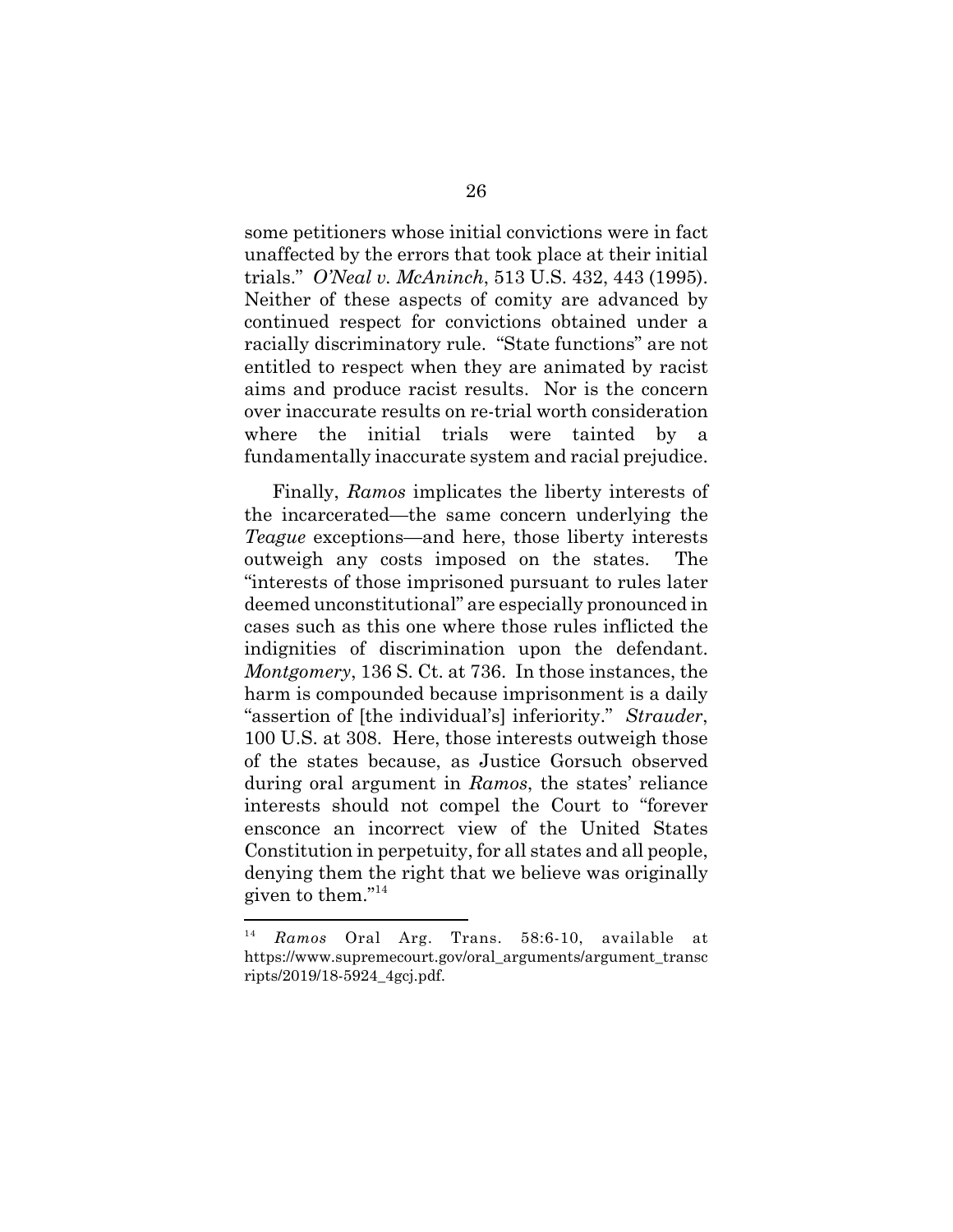some petitioners whose initial convictions were in fact unaffected by the errors that took place at their initial trials." *O'Neal v. McAninch*, 513 U.S. 432, 443 (1995). Neither of these aspects of comity are advanced by continued respect for convictions obtained under a racially discriminatory rule. "State functions" are not entitled to respect when they are animated by racist aims and produce racist results. Nor is the concern over inaccurate results on re-trial worth consideration where the initial trials were tainted by a fundamentally inaccurate system and racial prejudice.

Finally, *Ramos* implicates the liberty interests of the incarcerated—the same concern underlying the *Teague* exceptions—and here, those liberty interests outweigh any costs imposed on the states. The "interests of those imprisoned pursuant to rules later deemed unconstitutional" are especially pronounced in cases such as this one where those rules inflicted the indignities of discrimination upon the defendant. *Montgomery*, 136 S. Ct. at 736. In those instances, the harm is compounded because imprisonment is a daily "assertion of [the individual's] inferiority." *Strauder*, 100 U.S. at 308. Here, those interests outweigh those of the states because, as Justice Gorsuch observed during oral argument in *Ramos*, the states' reliance interests should not compel the Court to "forever ensconce an incorrect view of the United States Constitution in perpetuity, for all states and all people, denying them the right that we believe was originally given to them."[14]

---

[14] *Ramos* Oral Arg. Trans. 58:6-10, available at https://www.supremecourt.gov/oral_arguments/argument_transcripts/2019/18-5924_4gcj.pdf.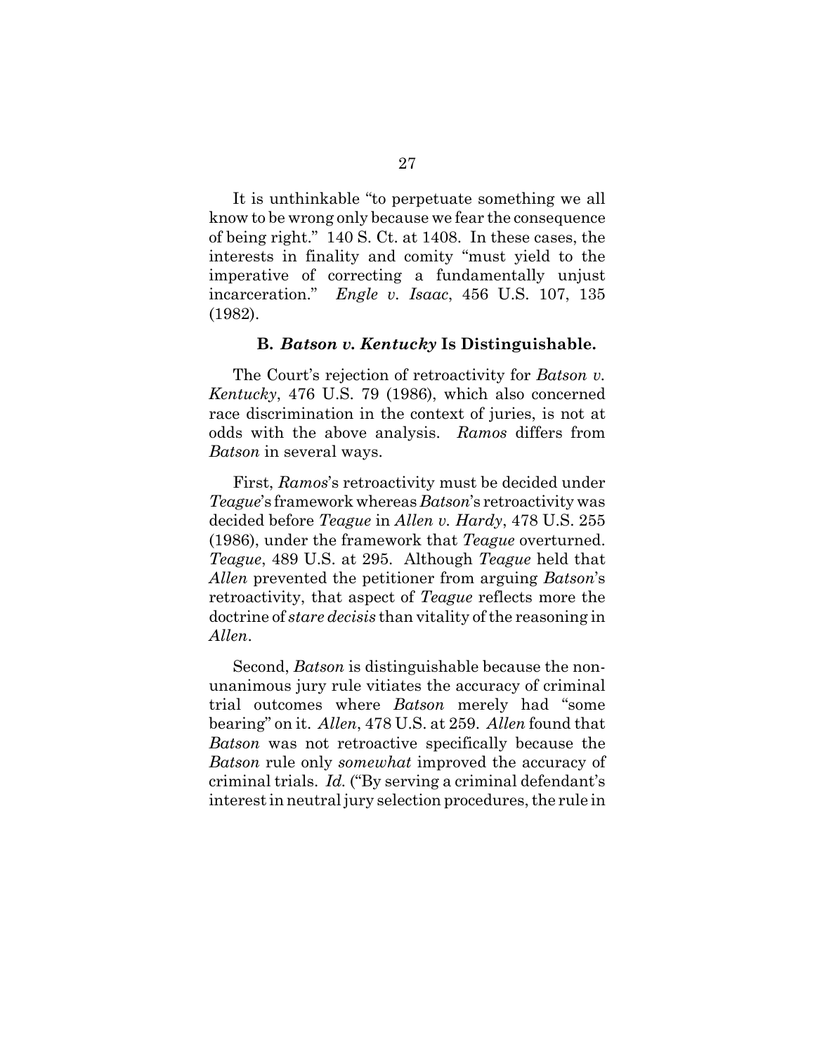It is unthinkable "to perpetuate something we all know to be wrong only because we fear the consequence of being right." 140 S. Ct. at 1408. In these cases, the interests in finality and comity "must yield to the imperative of correcting a fundamentally unjust incarceration." *Engle v. Isaac*, 456 U.S. 107, 135 (1982).

### B. *Batson v. Kentucky* Is Distinguishable.

The Court's rejection of retroactivity for *Batson v. Kentucky*, 476 U.S. 79 (1986), which also concerned race discrimination in the context of juries, is not at odds with the above analysis. *Ramos* differs from *Batson* in several ways.

First, *Ramos*'s retroactivity must be decided under *Teague*'s framework whereas *Batson*'s retroactivity was decided before *Teague* in *Allen v. Hardy*, 478 U.S. 255 (1986), under the framework that *Teague* overturned. *Teague*, 489 U.S. at 295. Although *Teague* held that *Allen* prevented the petitioner from arguing *Batson*'s retroactivity, that aspect of *Teague* reflects more the doctrine of *stare decisis* than vitality of the reasoning in *Allen*.

Second, *Batson* is distinguishable because the non-unanimous jury rule vitiates the accuracy of criminal trial outcomes where *Batson* merely had "some bearing" on it. *Allen*, 478 U.S. at 259. *Allen* found that *Batson* was not retroactive specifically because the *Batson* rule only *somewhat* improved the accuracy of criminal trials. *Id.* ("By serving a criminal defendant's interest in neutral jury selection procedures, the rule in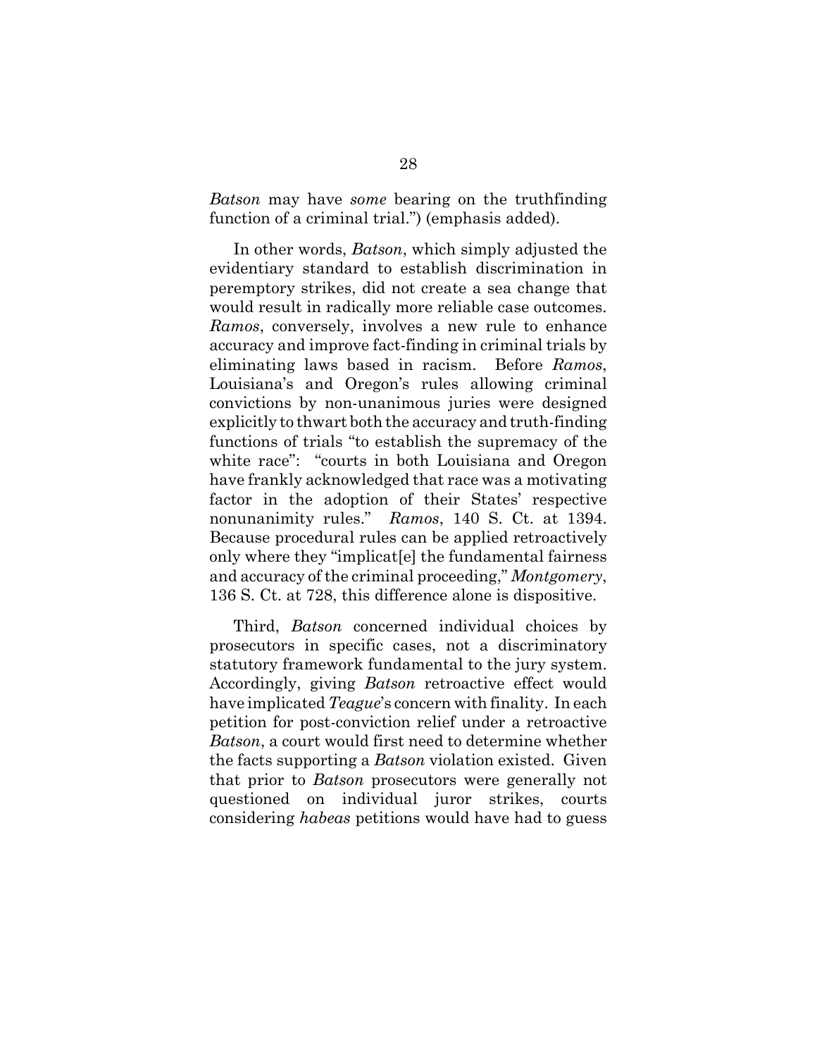*Batson* may have *some* bearing on the truthfinding function of a criminal trial.") (emphasis added).

In other words, *Batson*, which simply adjusted the evidentiary standard to establish discrimination in peremptory strikes, did not create a sea change that would result in radically more reliable case outcomes. *Ramos*, conversely, involves a new rule to enhance accuracy and improve fact-finding in criminal trials by eliminating laws based in racism. Before *Ramos*, Louisiana's and Oregon's rules allowing criminal convictions by non-unanimous juries were designed explicitly to thwart both the accuracy and truth-finding functions of trials "to establish the supremacy of the white race": "courts in both Louisiana and Oregon have frankly acknowledged that race was a motivating factor in the adoption of their States' respective nonunanimity rules." *Ramos*, 140 S. Ct. at 1394. Because procedural rules can be applied retroactively only where they "implicat[e] the fundamental fairness and accuracy of the criminal proceeding," *Montgomery*, 136 S. Ct. at 728, this difference alone is dispositive.

Third, *Batson* concerned individual choices by prosecutors in specific cases, not a discriminatory statutory framework fundamental to the jury system. Accordingly, giving *Batson* retroactive effect would have implicated *Teague*'s concern with finality. In each petition for post-conviction relief under a retroactive *Batson*, a court would first need to determine whether the facts supporting a *Batson* violation existed. Given that prior to *Batson* prosecutors were generally not questioned on individual juror strikes, courts considering *habeas* petitions would have had to guess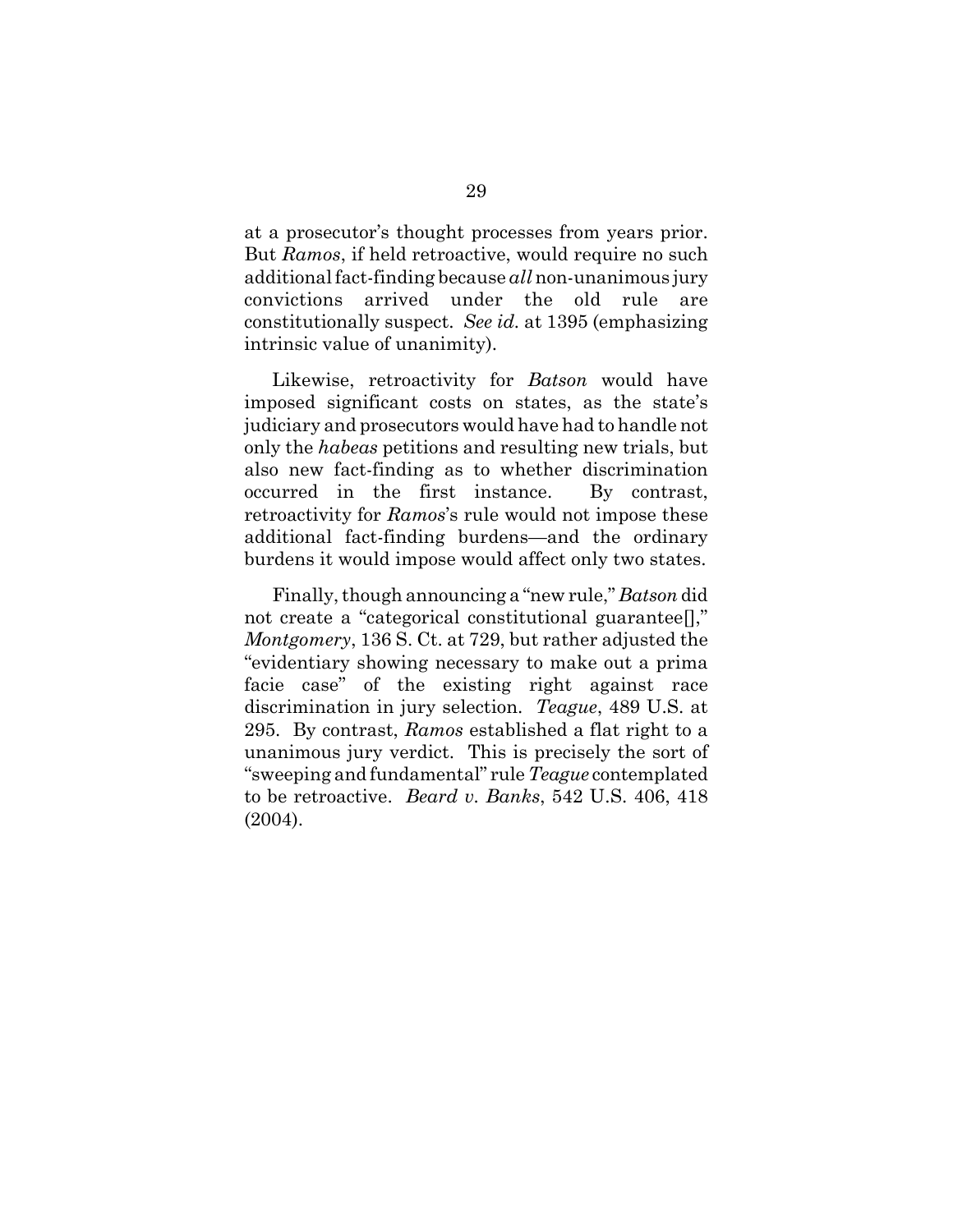at a prosecutor's thought processes from years prior. But *Ramos*, if held retroactive, would require no such additional fact-finding because *all* non-unanimous jury convictions arrived under the old rule are constitutionally suspect. *See id.* at 1395 (emphasizing intrinsic value of unanimity).

Likewise, retroactivity for *Batson* would have imposed significant costs on states, as the state's judiciary and prosecutors would have had to handle not only the *habeas* petitions and resulting new trials, but also new fact-finding as to whether discrimination occurred in the first instance. By contrast, retroactivity for *Ramos*'s rule would not impose these additional fact-finding burdens—and the ordinary burdens it would impose would affect only two states.

Finally, though announcing a "new rule," *Batson* did not create a "categorical constitutional guarantee[]," *Montgomery*, 136 S. Ct. at 729, but rather adjusted the "evidentiary showing necessary to make out a prima facie case" of the existing right against race discrimination in jury selection. *Teague*, 489 U.S. at 295. By contrast, *Ramos* established a flat right to a unanimous jury verdict. This is precisely the sort of "sweeping and fundamental" rule *Teague* contemplated to be retroactive. *Beard v. Banks*, 542 U.S. 406, 418 (2004).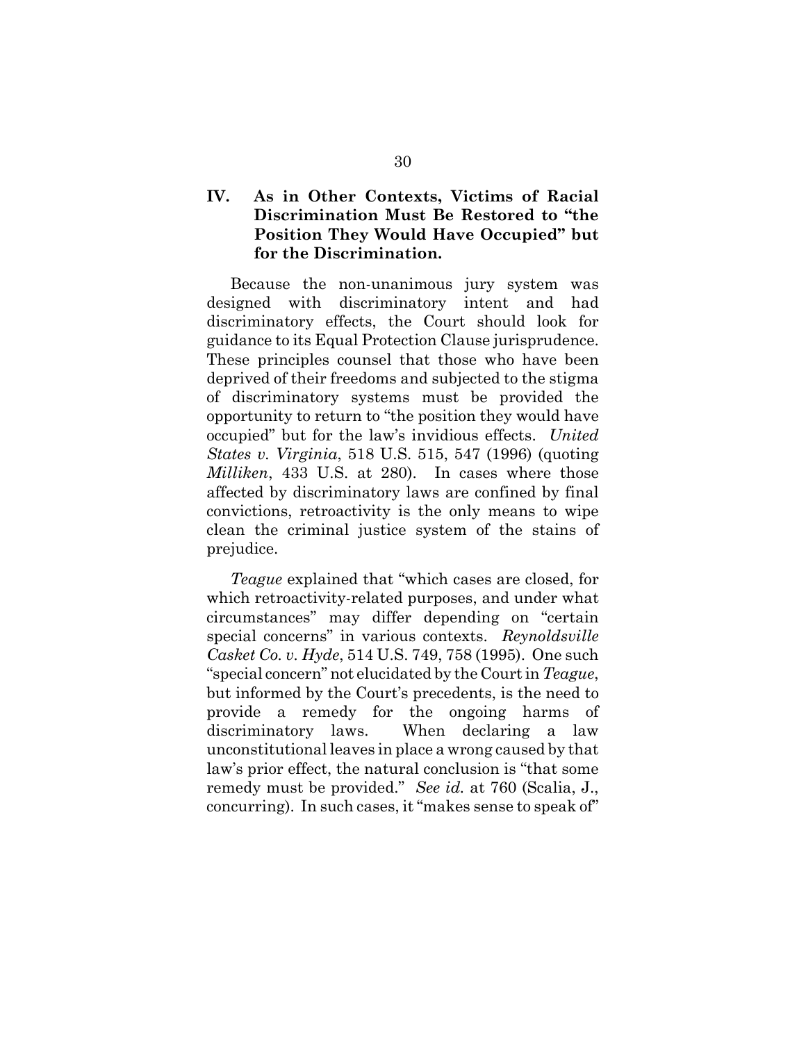## IV. As in Other Contexts, Victims of Racial Discrimination Must Be Restored to "the Position They Would Have Occupied" but for the Discrimination.

Because the non-unanimous jury system was designed with discriminatory intent and had discriminatory effects, the Court should look for guidance to its Equal Protection Clause jurisprudence. These principles counsel that those who have been deprived of their freedoms and subjected to the stigma of discriminatory systems must be provided the opportunity to return to "the position they would have occupied" but for the law's invidious effects. *United States v. Virginia*, 518 U.S. 515, 547 (1996) (quoting *Milliken*, 433 U.S. at 280). In cases where those affected by discriminatory laws are confined by final convictions, retroactivity is the only means to wipe clean the criminal justice system of the stains of prejudice.

*Teague* explained that "which cases are closed, for which retroactivity-related purposes, and under what circumstances" may differ depending on "certain special concerns" in various contexts. *Reynoldsville Casket Co. v. Hyde*, 514 U.S. 749, 758 (1995). One such "special concern" not elucidated by the Court in *Teague*, but informed by the Court's precedents, is the need to provide a remedy for the ongoing harms of discriminatory laws. When declaring a law unconstitutional leaves in place a wrong caused by that law's prior effect, the natural conclusion is "that some remedy must be provided." *See id.* at 760 (Scalia, J., concurring). In such cases, it "makes sense to speak of"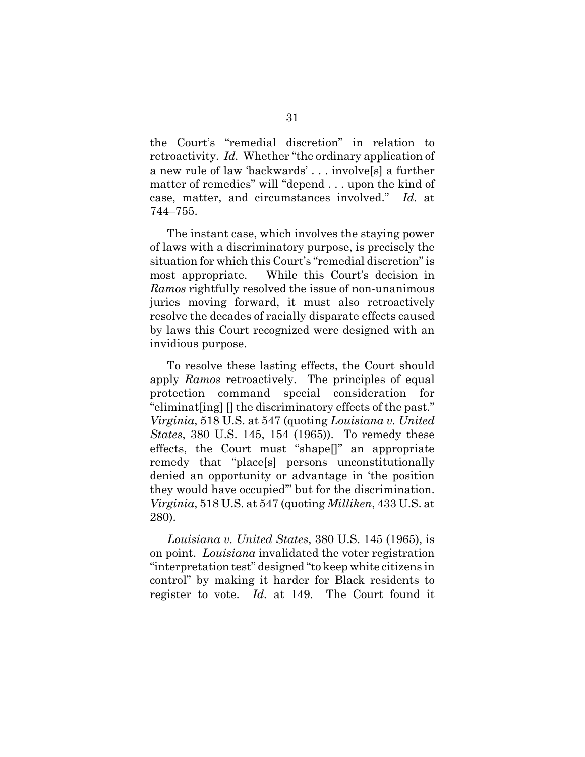the Court's "remedial discretion" in relation to retroactivity. *Id.* Whether "the ordinary application of a new rule of law 'backwards' . . . involve[s] a further matter of remedies" will "depend . . . upon the kind of case, matter, and circumstances involved." *Id.* at 744–755.

The instant case, which involves the staying power of laws with a discriminatory purpose, is precisely the situation for which this Court's "remedial discretion" is most appropriate. While this Court's decision in *Ramos* rightfully resolved the issue of non-unanimous juries moving forward, it must also retroactively resolve the decades of racially disparate effects caused by laws this Court recognized were designed with an invidious purpose.

To resolve these lasting effects, the Court should apply *Ramos* retroactively. The principles of equal protection command special consideration for "eliminat[ing] [] the discriminatory effects of the past." *Virginia*, 518 U.S. at 547 (quoting *Louisiana v. United States*, 380 U.S. 145, 154 (1965)). To remedy these effects, the Court must "shape[]" an appropriate remedy that "place[s] persons unconstitutionally denied an opportunity or advantage in 'the position they would have occupied'" but for the discrimination. *Virginia*, 518 U.S. at 547 (quoting *Milliken*, 433 U.S. at 280).

*Louisiana v. United States*, 380 U.S. 145 (1965), is on point. *Louisiana* invalidated the voter registration "interpretation test" designed "to keep white citizens in control" by making it harder for Black residents to register to vote. *Id.* at 149. The Court found it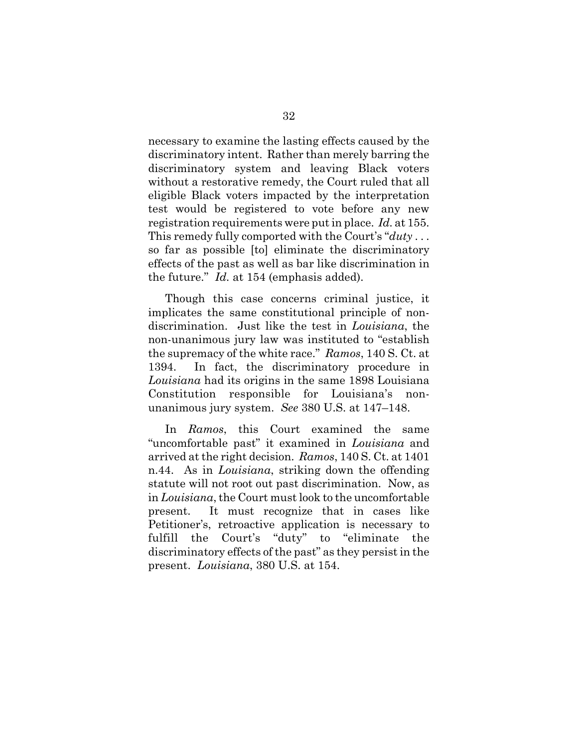necessary to examine the lasting effects caused by the discriminatory intent. Rather than merely barring the discriminatory system and leaving Black voters without a restorative remedy, the Court ruled that all eligible Black voters impacted by the interpretation test would be registered to vote before any new registration requirements were put in place. *Id.* at 155. This remedy fully comported with the Court's "*duty* . . . so far as possible [to] eliminate the discriminatory effects of the past as well as bar like discrimination in the future." *Id.* at 154 (emphasis added).

Though this case concerns criminal justice, it implicates the same constitutional principle of non-discrimination. Just like the test in *Louisiana*, the non-unanimous jury law was instituted to "establish the supremacy of the white race." *Ramos*, 140 S. Ct. at 1394. In fact, the discriminatory procedure in *Louisiana* had its origins in the same 1898 Louisiana Constitution responsible for Louisiana's non-unanimous jury system. *See* 380 U.S. at 147–148.

In *Ramos*, this Court examined the same "uncomfortable past" it examined in *Louisiana* and arrived at the right decision. *Ramos*, 140 S. Ct. at 1401 n.44. As in *Louisiana*, striking down the offending statute will not root out past discrimination. Now, as in *Louisiana*, the Court must look to the uncomfortable present. It must recognize that in cases like Petitioner's, retroactive application is necessary to fulfill the Court's "duty" to "eliminate the discriminatory effects of the past" as they persist in the present. *Louisiana*, 380 U.S. at 154.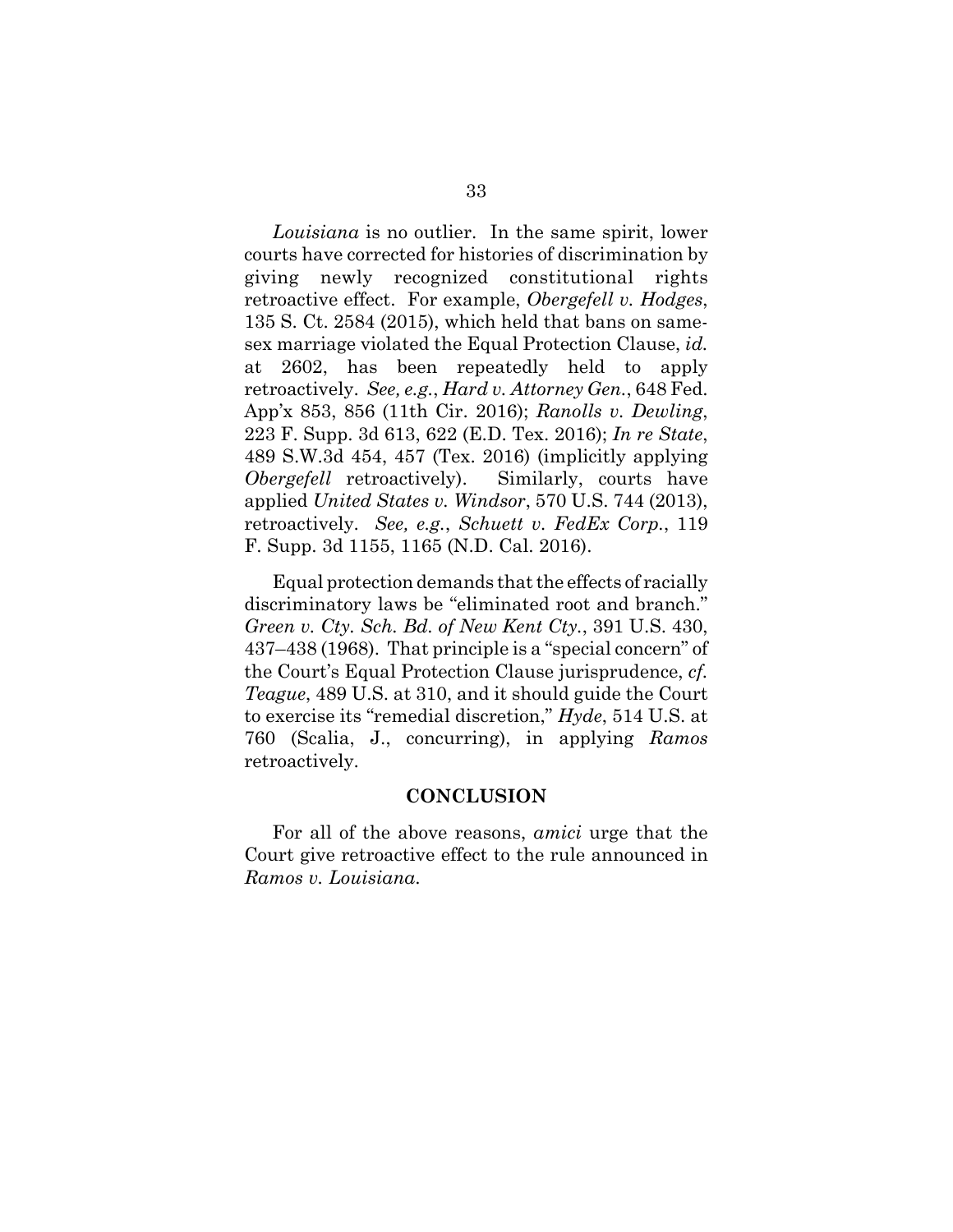*Louisiana* is no outlier. In the same spirit, lower courts have corrected for histories of discrimination by giving newly recognized constitutional rights retroactive effect. For example, *Obergefell v. Hodges*, 135 S. Ct. 2584 (2015), which held that bans on same-sex marriage violated the Equal Protection Clause, *id.* at 2602, has been repeatedly held to apply retroactively. *See, e.g.*, *Hard v. Attorney Gen.*, 648 Fed. App'x 853, 856 (11th Cir. 2016); *Ranolls v. Dewling*, 223 F. Supp. 3d 613, 622 (E.D. Tex. 2016); *In re State*, 489 S.W.3d 454, 457 (Tex. 2016) (implicitly applying *Obergefell* retroactively). Similarly, courts have applied *United States v. Windsor*, 570 U.S. 744 (2013), retroactively. *See, e.g.*, *Schuett v. FedEx Corp.*, 119 F. Supp. 3d 1155, 1165 (N.D. Cal. 2016).

Equal protection demands that the effects of racially discriminatory laws be "eliminated root and branch." *Green v. Cty. Sch. Bd. of New Kent Cty.*, 391 U.S. 430, 437–438 (1968). That principle is a "special concern" of the Court's Equal Protection Clause jurisprudence, *cf. Teague*, 489 U.S. at 310, and it should guide the Court to exercise its "remedial discretion," *Hyde*, 514 U.S. at 760 (Scalia, J., concurring), in applying *Ramos* retroactively.

## CONCLUSION

For all of the above reasons, *amici* urge that the Court give retroactive effect to the rule announced in *Ramos v. Louisiana*.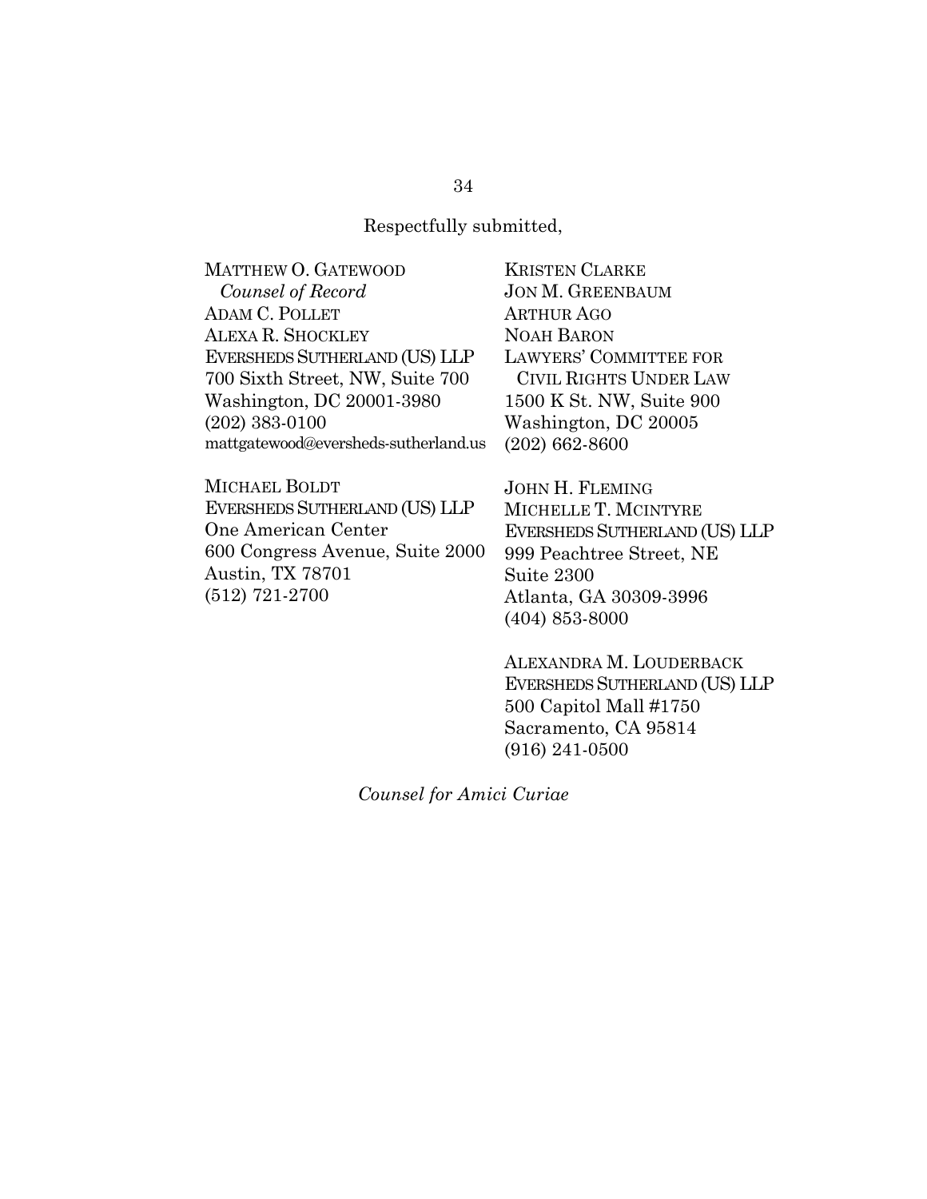Respectfully submitted,

MATTHEW O. GATEWOOD
*Counsel of Record*
ADAM C. POLLET
ALEXA R. SHOCKLEY
EVERSHEDS SUTHERLAND (US) LLP
700 Sixth Street, NW, Suite 700
Washington, DC 20001-3980
(202) 383-0100
mattgatewood@eversheds-sutherland.us

MICHAEL BOLDT
EVERSHEDS SUTHERLAND (US) LLP
One American Center
600 Congress Avenue, Suite 2000
Austin, TX 78701
(512) 721-2700

KRISTEN CLARKE
JON M. GREENBAUM
ARTHUR AGO
NOAH BARON
LAWYERS' COMMITTEE FOR CIVIL RIGHTS UNDER LAW
1500 K St. NW, Suite 900
Washington, DC 20005
(202) 662-8600

JOHN H. FLEMING
MICHELLE T. MCINTYRE
EVERSHEDS SUTHERLAND (US) LLP
999 Peachtree Street, NE
Suite 2300
Atlanta, GA 30309-3996
(404) 853-8000

ALEXANDRA M. LOUDERBACK
EVERSHEDS SUTHERLAND (US) LLP
500 Capitol Mall #1750
Sacramento, CA 95814
(916) 241-0500

*Counsel for Amici Curiae*